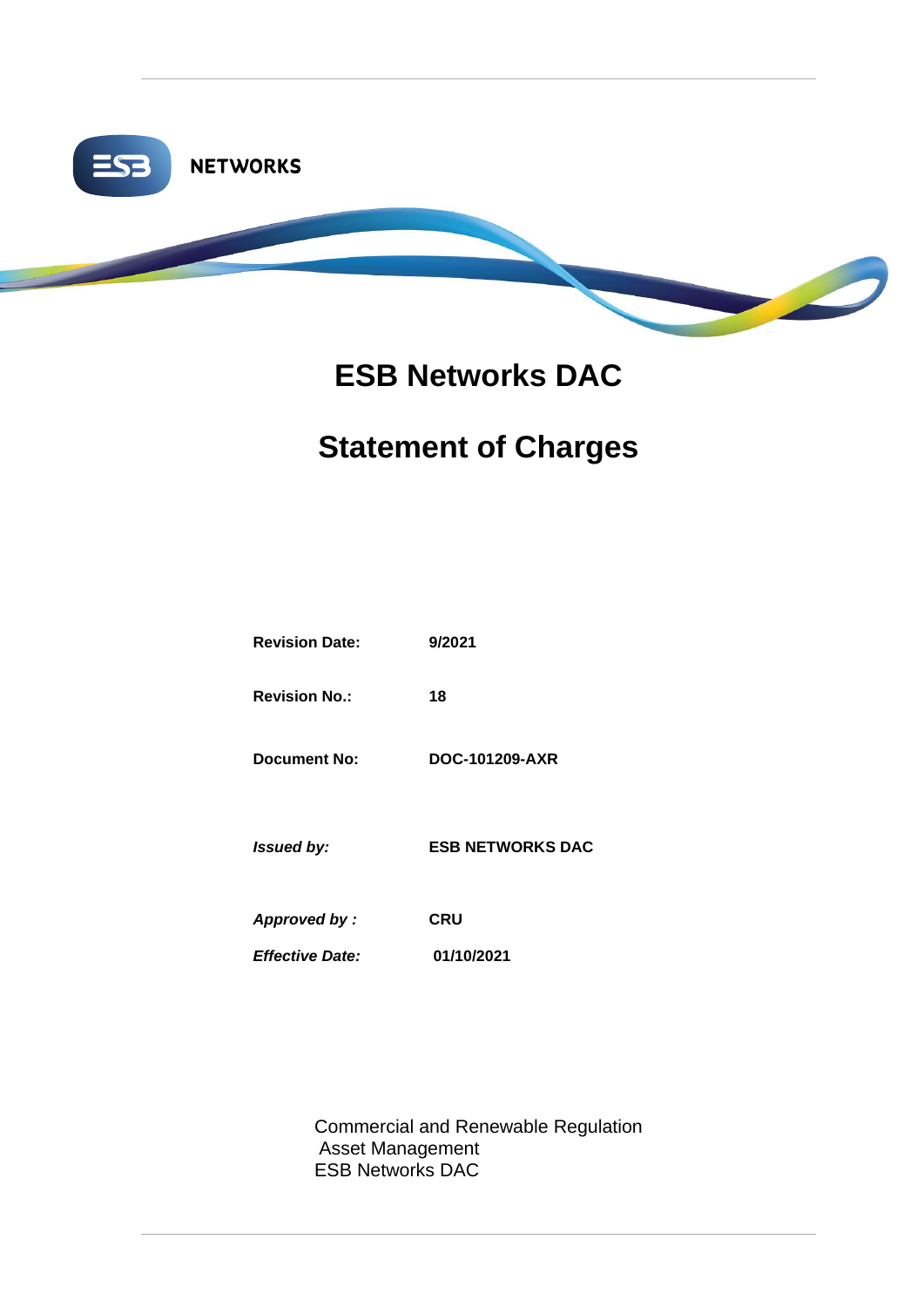NETWORKS

# ESB Networks DAC

# Statement of Charges

| | |
|---|---|
| **Revision Date:** | **9/2021** |
| **Revision No.:** | **18** |
| **Document No:** | **DOC-101209-AXR** |
| ***Issued by:*** | **ESB NETWORKS DAC** |
| ***Approved by :*** | **CRU** |
| ***Effective Date:*** | **01/10/2021** |

Commercial and Renewable Regulation
Asset Management
ESB Networks DAC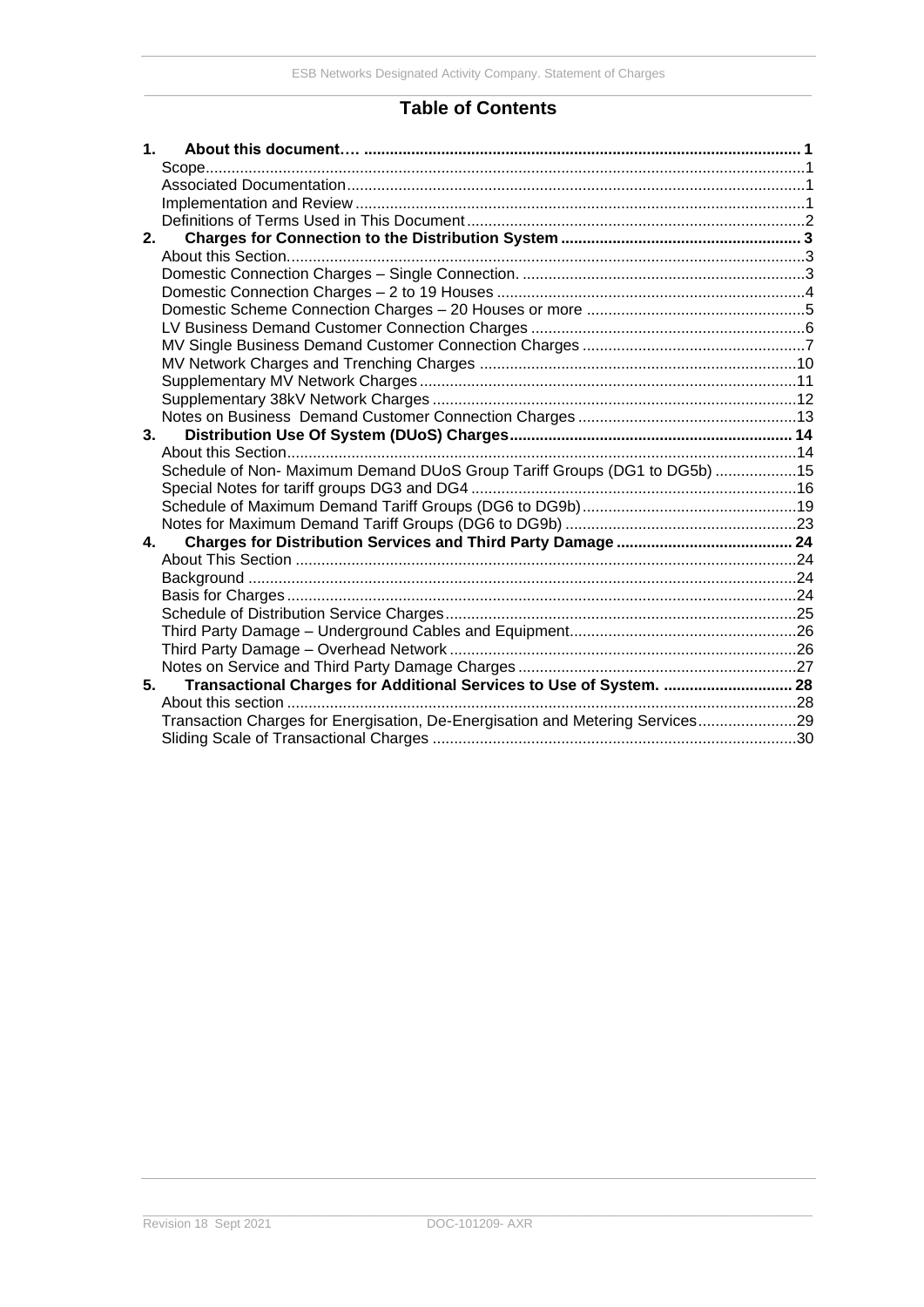# Table of Contents

**1. About this document… 1**
- Scope 1
- Associated Documentation 1
- Implementation and Review 1
- Definitions of Terms Used in This Document 2

**2. Charges for Connection to the Distribution System 3**
- About this Section 3
- Domestic Connection Charges – Single Connection. 3
- Domestic Connection Charges – 2 to 19 Houses 4
- Domestic Scheme Connection Charges – 20 Houses or more 5
- LV Business Demand Customer Connection Charges 6
- MV Single Business Demand Customer Connection Charges 7
- MV Network Charges and Trenching Charges 10
- Supplementary MV Network Charges 11
- Supplementary 38kV Network Charges 12
- Notes on Business Demand Customer Connection Charges 13

**3. Distribution Use Of System (DUoS) Charges 14**
- About this Section 14
- Schedule of Non- Maximum Demand DUoS Group Tariff Groups (DG1 to DG5b) 15
- Special Notes for tariff groups DG3 and DG4 16
- Schedule of Maximum Demand Tariff Groups (DG6 to DG9b) 19
- Notes for Maximum Demand Tariff Groups (DG6 to DG9b) 23

**4. Charges for Distribution Services and Third Party Damage 24**
- About This Section 24
- Background 24
- Basis for Charges 24
- Schedule of Distribution Service Charges 25
- Third Party Damage – Underground Cables and Equipment 26
- Third Party Damage – Overhead Network 26
- Notes on Service and Third Party Damage Charges 27

**5. Transactional Charges for Additional Services to Use of System. 28**
- About this section 28
- Transaction Charges for Energisation, De-Energisation and Metering Services 29
- Sliding Scale of Transactional Charges 30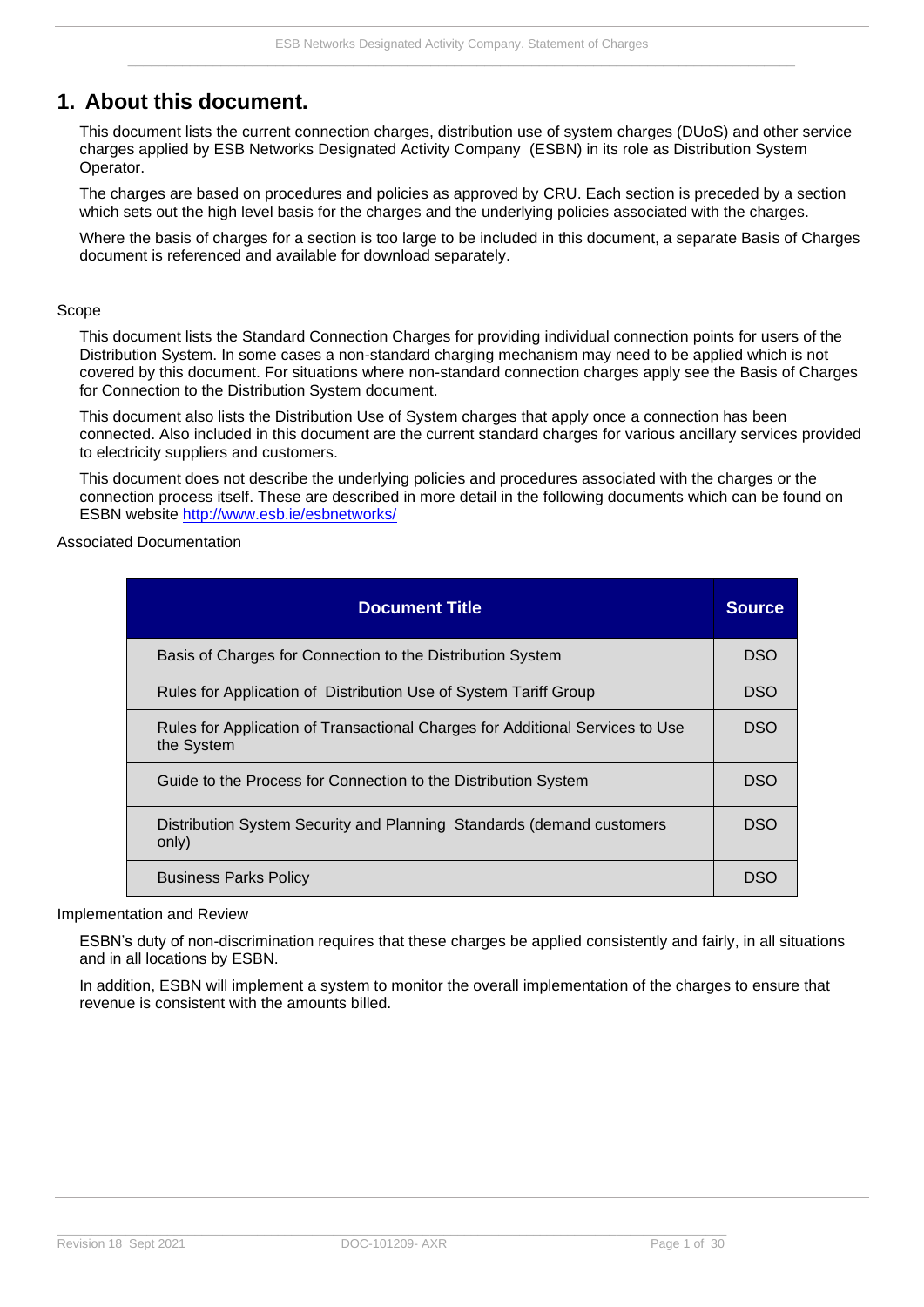# 1. About this document.

This document lists the current connection charges, distribution use of system charges (DUoS) and other service charges applied by ESB Networks Designated Activity Company (ESBN) in its role as Distribution System Operator.

The charges are based on procedures and policies as approved by CRU. Each section is preceded by a section which sets out the high level basis for the charges and the underlying policies associated with the charges.

Where the basis of charges for a section is too large to be included in this document, a separate Basis of Charges document is referenced and available for download separately.

Scope

This document lists the Standard Connection Charges for providing individual connection points for users of the Distribution System. In some cases a non-standard charging mechanism may need to be applied which is not covered by this document. For situations where non-standard connection charges apply see the Basis of Charges for Connection to the Distribution System document.

This document also lists the Distribution Use of System charges that apply once a connection has been connected. Also included in this document are the current standard charges for various ancillary services provided to electricity suppliers and customers.

This document does not describe the underlying policies and procedures associated with the charges or the connection process itself. These are described in more detail in the following documents which can be found on ESBN website http://www.esb.ie/esbnetworks/

Associated Documentation

| Document Title | Source |
|---|---|
| Basis of Charges for Connection to the Distribution System | DSO |
| Rules for Application of Distribution Use of System Tariff Group | DSO |
| Rules for Application of Transactional Charges for Additional Services to Use the System | DSO |
| Guide to the Process for Connection to the Distribution System | DSO |
| Distribution System Security and Planning Standards (demand customers only) | DSO |
| Business Parks Policy | DSO |

Implementation and Review

ESBN's duty of non-discrimination requires that these charges be applied consistently and fairly, in all situations and in all locations by ESBN.

In addition, ESBN will implement a system to monitor the overall implementation of the charges to ensure that revenue is consistent with the amounts billed.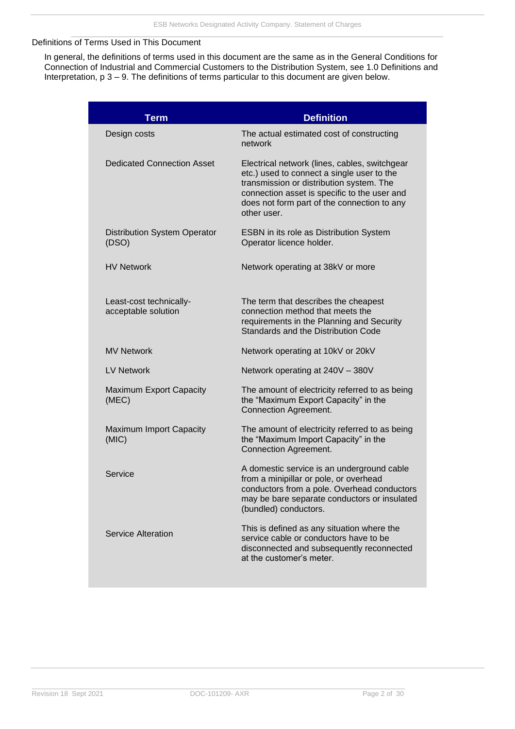## Definitions of Terms Used in This Document

In general, the definitions of terms used in this document are the same as in the General Conditions for Connection of Industrial and Commercial Customers to the Distribution System, see 1.0 Definitions and Interpretation, p 3 – 9. The definitions of terms particular to this document are given below.

| Term | Definition |
|---|---|
| Design costs | The actual estimated cost of constructing network |
| Dedicated Connection Asset | Electrical network (lines, cables, switchgear etc.) used to connect a single user to the transmission or distribution system. The connection asset is specific to the user and does not form part of the connection to any other user. |
| Distribution System Operator (DSO) | ESBN in its role as Distribution System Operator licence holder. |
| HV Network | Network operating at 38kV or more |
| Least-cost technically-acceptable solution | The term that describes the cheapest connection method that meets the requirements in the Planning and Security Standards and the Distribution Code |
| MV Network | Network operating at 10kV or 20kV |
| LV Network | Network operating at 240V – 380V |
| Maximum Export Capacity (MEC) | The amount of electricity referred to as being the "Maximum Export Capacity" in the Connection Agreement. |
| Maximum Import Capacity (MIC) | The amount of electricity referred to as being the "Maximum Import Capacity" in the Connection Agreement. |
| Service | A domestic service is an underground cable from a minipillar or pole, or overhead conductors from a pole. Overhead conductors may be bare separate conductors or insulated (bundled) conductors. |
| Service Alteration | This is defined as any situation where the service cable or conductors have to be disconnected and subsequently reconnected at the customer's meter. |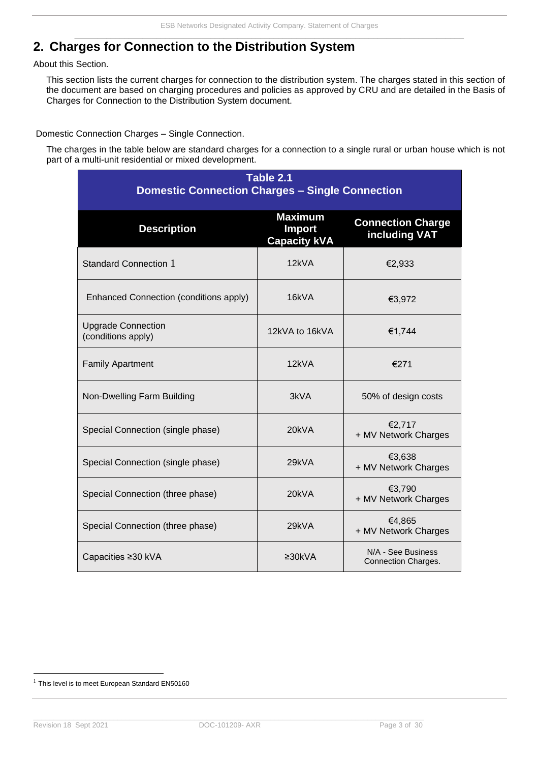## 2. Charges for Connection to the Distribution System

About this Section.

This section lists the current charges for connection to the distribution system. The charges stated in this section of the document are based on charging procedures and policies as approved by CRU and are detailed in the Basis of Charges for Connection to the Distribution System document.

Domestic Connection Charges – Single Connection.

The charges in the table below are standard charges for a connection to a single rural or urban house which is not part of a multi-unit residential or mixed development.

**Table 2.1**
**Domestic Connection Charges – Single Connection**

| Description | Maximum Import Capacity kVA | Connection Charge including VAT |
|---|---|---|
| Standard Connection [1] | 12kVA | €2,933 |
| Enhanced Connection (conditions apply) | 16kVA | €3,972 |
| Upgrade Connection (conditions apply) | 12kVA to 16kVA | €1,744 |
| Family Apartment | 12kVA | €271 |
| Non-Dwelling Farm Building | 3kVA | 50% of design costs |
| Special Connection (single phase) | 20kVA | €2,717 + MV Network Charges |
| Special Connection (single phase) | 29kVA | €3,638 + MV Network Charges |
| Special Connection (three phase) | 20kVA | €3,790 + MV Network Charges |
| Special Connection (three phase) | 29kVA | €4,865 + MV Network Charges |
| Capacities ≥30 kVA | ≥30kVA | N/A - See Business Connection Charges. |

[1] This level is to meet European Standard EN50160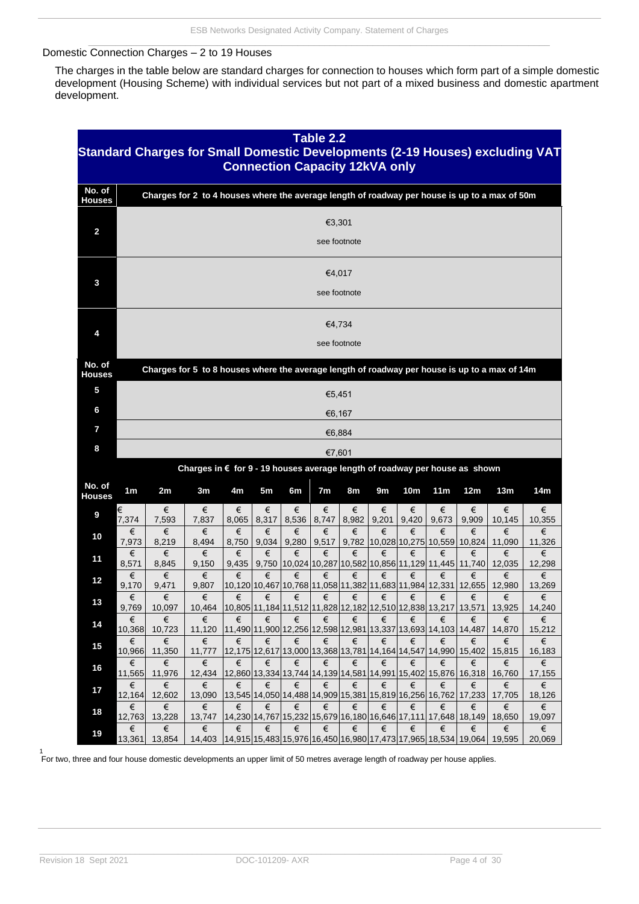## Domestic Connection Charges – 2 to 19 Houses

The charges in the table below are standard charges for connection to houses which form part of a simple domestic development (Housing Scheme) with individual services but not part of a mixed business and domestic apartment development.

**Table 2.2**
**Standard Charges for Small Domestic Developments (2-19 Houses) excluding VAT**
**Connection Capacity 12kVA only**

| No. of Houses | Charges for 2 to 4 houses where the average length of roadway per house is up to a max of 50m |
|---|---|
| 2 | €3,301 see footnote |
| 3 | €4,017 see footnote |
| 4 | €4,734 see footnote |

| No. of Houses | Charges for 5 to 8 houses where the average length of roadway per house is up to a max of 14m |
|---|---|
| 5 | €5,451 |
| 6 | €6,167 |
| 7 | €6,884 |
| 8 | €7,601 |

Charges in € for 9 - 19 houses average length of roadway per house as shown

| No. of Houses | 1m | 2m | 3m | 4m | 5m | 6m | 7m | 8m | 9m | 10m | 11m | 12m | 13m | 14m |
|---|---|---|---|---|---|---|---|---|---|---|---|---|---|---|
| 9 | € 7,374 | € 7,593 | € 7,837 | € 8,065 | € 8,317 | € 8,536 | € 8,747 | € 8,982 | € 9,201 | € 9,420 | € 9,673 | € 9,909 | € 10,145 | € 10,355 |
| 10 | € 7,973 | € 8,219 | € 8,494 | € 8,750 | € 9,034 | € 9,280 | € 9,517 | € 9,782 | € 10,028 | € 10,275 | € 10,559 | € 10,824 | € 11,090 | € 11,326 |
| 11 | € 8,571 | € 8,845 | € 9,150 | € 9,435 | € 9,750 | € 10,024 | € 10,287 | € 10,582 | € 10,856 | € 11,129 | € 11,445 | € 11,740 | € 12,035 | € 12,298 |
| 12 | € 9,170 | € 9,471 | € 9,807 | € 10,120 | € 10,467 | € 10,768 | € 11,058 | € 11,382 | € 11,683 | € 11,984 | € 12,331 | € 12,655 | € 12,980 | € 13,269 |
| 13 | € 9,769 | € 10,097 | € 10,464 | € 10,805 | € 11,184 | € 11,512 | € 11,828 | € 12,182 | € 12,510 | € 12,838 | € 13,217 | € 13,571 | € 13,925 | € 14,240 |
| 14 | € 10,368 | € 10,723 | € 11,120 | € 11,490 | € 11,900 | € 12,256 | € 12,598 | € 12,981 | € 13,337 | € 13,693 | € 14,103 | € 14,487 | € 14,870 | € 15,212 |
| 15 | € 10,966 | € 11,350 | € 11,777 | € 12,175 | € 12,617 | € 13,000 | € 13,368 | € 13,781 | € 14,164 | € 14,547 | € 14,990 | € 15,402 | € 15,815 | € 16,183 |
| 16 | € 11,565 | € 11,976 | € 12,434 | € 12,860 | € 13,334 | € 13,744 | € 14,139 | € 14,581 | € 14,991 | € 15,402 | € 15,876 | € 16,318 | € 16,760 | € 17,155 |
| 17 | € 12,164 | € 12,602 | € 13,090 | € 13,545 | € 14,050 | € 14,488 | € 14,909 | € 15,381 | € 15,819 | € 16,256 | € 16,762 | € 17,233 | € 17,705 | € 18,126 |
| 18 | € 12,763 | € 13,228 | € 13,747 | € 14,230 | € 14,767 | € 15,232 | € 15,679 | € 16,180 | € 16,646 | € 17,111 | € 17,648 | € 18,149 | € 18,650 | € 19,097 |
| 19 | € 13,361 | € 13,854 | € 14,403 | € 14,915 | € 15,483 | € 15,976 | € 16,450 | € 16,980 | € 17,473 | € 17,965 | € 18,534 | € 19,064 | € 19,595 | € 20,069 |

[1] For two, three and four house domestic developments an upper limit of 50 metres average length of roadway per house applies.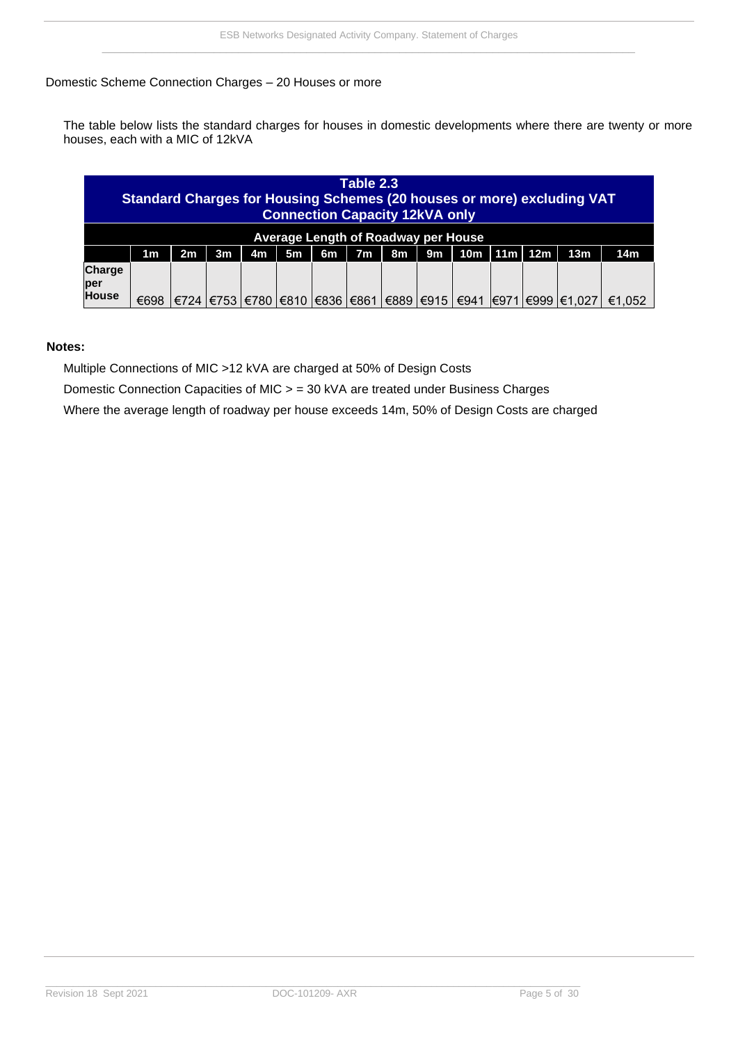Domestic Scheme Connection Charges – 20 Houses or more

The table below lists the standard charges for houses in domestic developments where there are twenty or more houses, each with a MIC of 12kVA

| **Table 2.3 Standard Charges for Housing Schemes (20 houses or more) excluding VAT Connection Capacity 12kVA only** | | | | | | | | | | | | | | |
|---|---|---|---|---|---|---|---|---|---|---|---|---|---|---|
| | **Average Length of Roadway per House** | | | | | | | | | | | | | |
| | **1m** | **2m** | **3m** | **4m** | **5m** | **6m** | **7m** | **8m** | **9m** | **10m** | **11m** | **12m** | **13m** | **14m** |
| **Charge per House** | €698 | €724 | €753 | €780 | €810 | €836 | €861 | €889 | €915 | €941 | €971 | €999 | €1,027 | €1,052 |

**Notes:**

Multiple Connections of MIC >12 kVA are charged at 50% of Design Costs

Domestic Connection Capacities of MIC > = 30 kVA are treated under Business Charges

Where the average length of roadway per house exceeds 14m, 50% of Design Costs are charged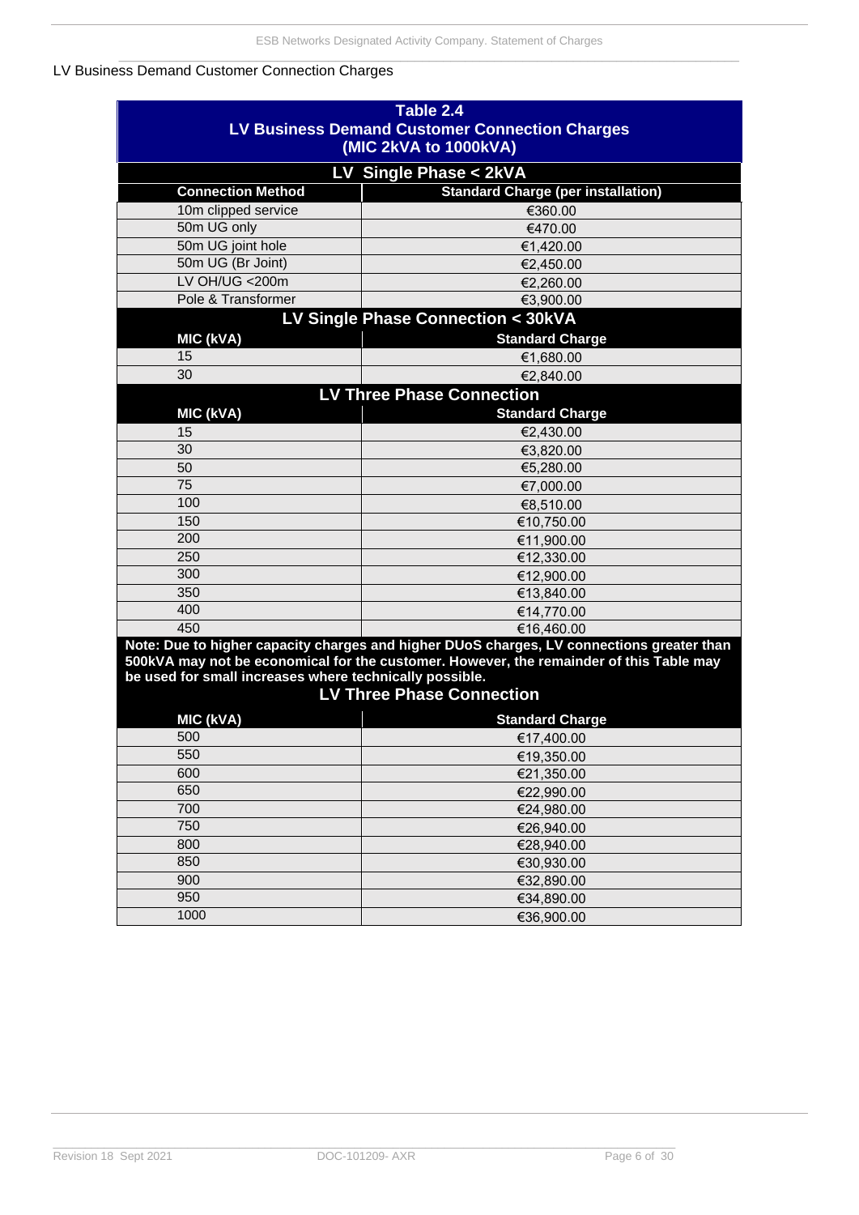LV Business Demand Customer Connection Charges

| Table 2.4<br>LV Business Demand Customer Connection Charges<br>(MIC 2kVA to 1000kVA) | |
|---|---|
| **LV Single Phase < 2kVA** | |
| **Connection Method** | **Standard Charge (per installation)** |
| 10m clipped service | €360.00 |
| 50m UG only | €470.00 |
| 50m UG joint hole | €1,420.00 |
| 50m UG (Br Joint) | €2,450.00 |
| LV OH/UG <200m | €2,260.00 |
| Pole & Transformer | €3,900.00 |
| **LV Single Phase Connection < 30kVA** | |
| **MIC (kVA)** | **Standard Charge** |
| 15 | €1,680.00 |
| 30 | €2,840.00 |
| **LV Three Phase Connection** | |
| **MIC (kVA)** | **Standard Charge** |
| 15 | €2,430.00 |
| 30 | €3,820.00 |
| 50 | €5,280.00 |
| 75 | €7,000.00 |
| 100 | €8,510.00 |
| 150 | €10,750.00 |
| 200 | €11,900.00 |
| 250 | €12,330.00 |
| 300 | €12,900.00 |
| 350 | €13,840.00 |
| 400 | €14,770.00 |
| 450 | €16,460.00 |
| **Note: Due to higher capacity charges and higher DUoS charges, LV connections greater than 500kVA may not be economical for the customer. However, the remainder of this Table may be used for small increases where technically possible.** | |
| **LV Three Phase Connection** | |
| **MIC (kVA)** | **Standard Charge** |
| 500 | €17,400.00 |
| 550 | €19,350.00 |
| 600 | €21,350.00 |
| 650 | €22,990.00 |
| 700 | €24,980.00 |
| 750 | €26,940.00 |
| 800 | €28,940.00 |
| 850 | €30,930.00 |
| 900 | €32,890.00 |
| 950 | €34,890.00 |
| 1000 | €36,900.00 |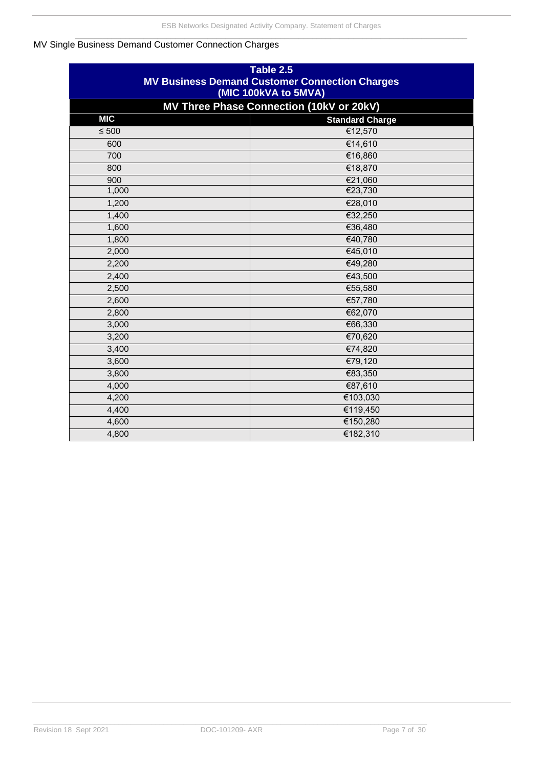MV Single Business Demand Customer Connection Charges

| Table 2.5<br>MV Business Demand Customer Connection Charges<br>(MIC 100kVA to 5MVA) | |
|---|---|
| **MV Three Phase Connection (10kV or 20kV)** | |
| **MIC** | **Standard Charge** |
| ≤ 500 | €12,570 |
| 600 | €14,610 |
| 700 | €16,860 |
| 800 | €18,870 |
| 900 | €21,060 |
| 1,000 | €23,730 |
| 1,200 | €28,010 |
| 1,400 | €32,250 |
| 1,600 | €36,480 |
| 1,800 | €40,780 |
| 2,000 | €45,010 |
| 2,200 | €49,280 |
| 2,400 | €43,500 |
| 2,500 | €55,580 |
| 2,600 | €57,780 |
| 2,800 | €62,070 |
| 3,000 | €66,330 |
| 3,200 | €70,620 |
| 3,400 | €74,820 |
| 3,600 | €79,120 |
| 3,800 | €83,350 |
| 4,000 | €87,610 |
| 4,200 | €103,030 |
| 4,400 | €119,450 |
| 4,600 | €150,280 |
| 4,800 | €182,310 |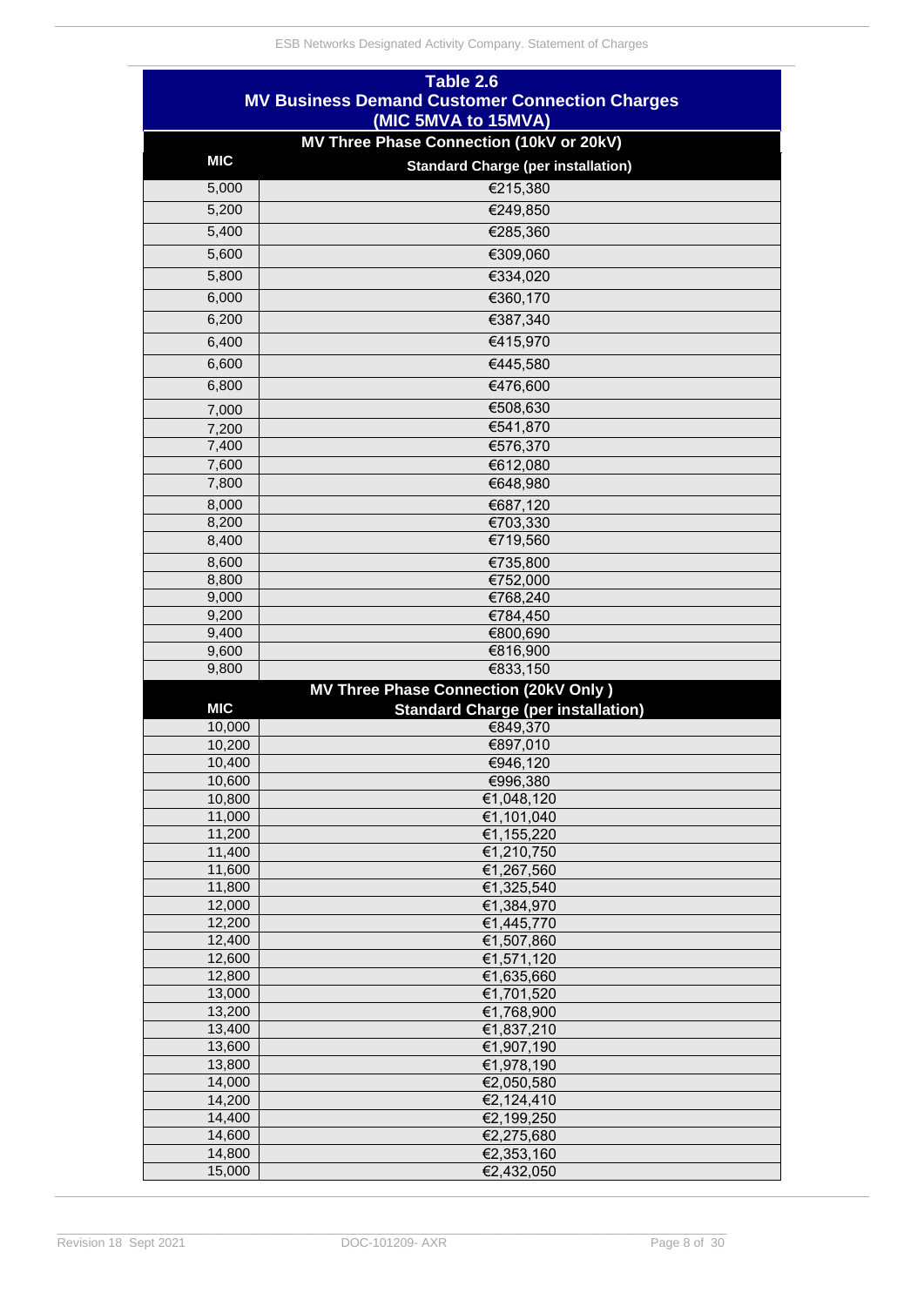## Table 2.6
## MV Business Demand Customer Connection Charges (MIC 5MVA to 15MVA)

| MV Three Phase Connection (10kV or 20kV) | |
|---|---|
| **MIC** | **Standard Charge (per installation)** |
| 5,000 | €215,380 |
| 5,200 | €249,850 |
| 5,400 | €285,360 |
| 5,600 | €309,060 |
| 5,800 | €334,020 |
| 6,000 | €360,170 |
| 6,200 | €387,340 |
| 6,400 | €415,970 |
| 6,600 | €445,580 |
| 6,800 | €476,600 |
| 7,000 | €508,630 |
| 7,200 | €541,870 |
| 7,400 | €576,370 |
| 7,600 | €612,080 |
| 7,800 | €648,980 |
| 8,000 | €687,120 |
| 8,200 | €703,330 |
| 8,400 | €719,560 |
| 8,600 | €735,800 |
| 8,800 | €752,000 |
| 9,000 | €768,240 |
| 9,200 | €784,450 |
| 9,400 | €800,690 |
| 9,600 | €816,900 |
| 9,800 | €833,150 |
| **MV Three Phase Connection (20kV Only )** | |
| **MIC** | **Standard Charge (per installation)** |
| 10,000 | €849,370 |
| 10,200 | €897,010 |
| 10,400 | €946,120 |
| 10,600 | €996,380 |
| 10,800 | €1,048,120 |
| 11,000 | €1,101,040 |
| 11,200 | €1,155,220 |
| 11,400 | €1,210,750 |
| 11,600 | €1,267,560 |
| 11,800 | €1,325,540 |
| 12,000 | €1,384,970 |
| 12,200 | €1,445,770 |
| 12,400 | €1,507,860 |
| 12,600 | €1,571,120 |
| 12,800 | €1,635,660 |
| 13,000 | €1,701,520 |
| 13,200 | €1,768,900 |
| 13,400 | €1,837,210 |
| 13,600 | €1,907,190 |
| 13,800 | €1,978,190 |
| 14,000 | €2,050,580 |
| 14,200 | €2,124,410 |
| 14,400 | €2,199,250 |
| 14,600 | €2,275,680 |
| 14,800 | €2,353,160 |
| 15,000 | €2,432,050 |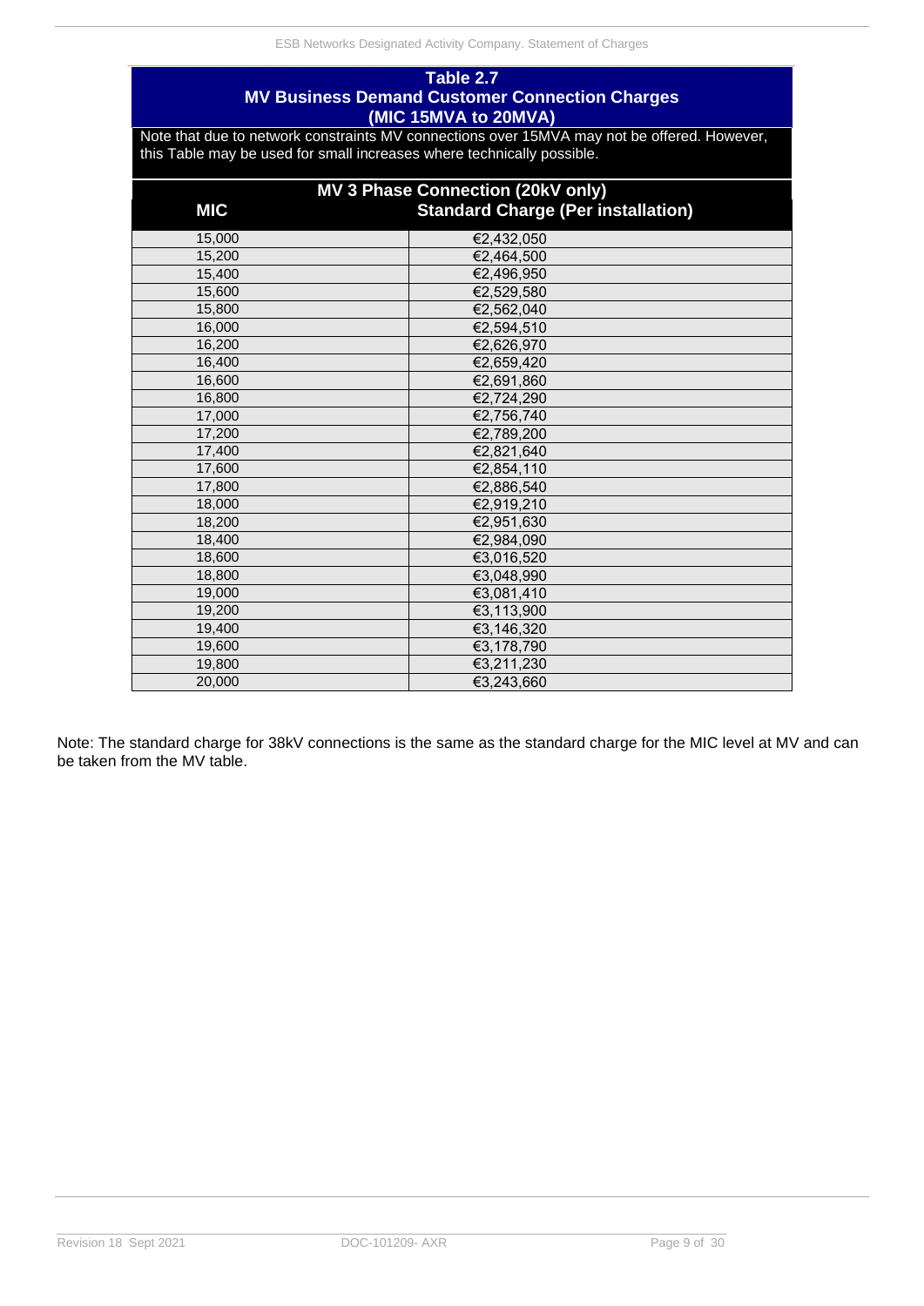## Table 2.7
## MV Business Demand Customer Connection Charges
## (MIC 15MVA to 20MVA)

Note that due to network constraints MV connections over 15MVA may not be offered. However, this Table may be used for small increases where technically possible.

| MIC | MV 3 Phase Connection (20kV only) Standard Charge (Per installation) |
|---|---|
| 15,000 | €2,432,050 |
| 15,200 | €2,464,500 |
| 15,400 | €2,496,950 |
| 15,600 | €2,529,580 |
| 15,800 | €2,562,040 |
| 16,000 | €2,594,510 |
| 16,200 | €2,626,970 |
| 16,400 | €2,659,420 |
| 16,600 | €2,691,860 |
| 16,800 | €2,724,290 |
| 17,000 | €2,756,740 |
| 17,200 | €2,789,200 |
| 17,400 | €2,821,640 |
| 17,600 | €2,854,110 |
| 17,800 | €2,886,540 |
| 18,000 | €2,919,210 |
| 18,200 | €2,951,630 |
| 18,400 | €2,984,090 |
| 18,600 | €3,016,520 |
| 18,800 | €3,048,990 |
| 19,000 | €3,081,410 |
| 19,200 | €3,113,900 |
| 19,400 | €3,146,320 |
| 19,600 | €3,178,790 |
| 19,800 | €3,211,230 |
| 20,000 | €3,243,660 |

Note: The standard charge for 38kV connections is the same as the standard charge for the MIC level at MV and can be taken from the MV table.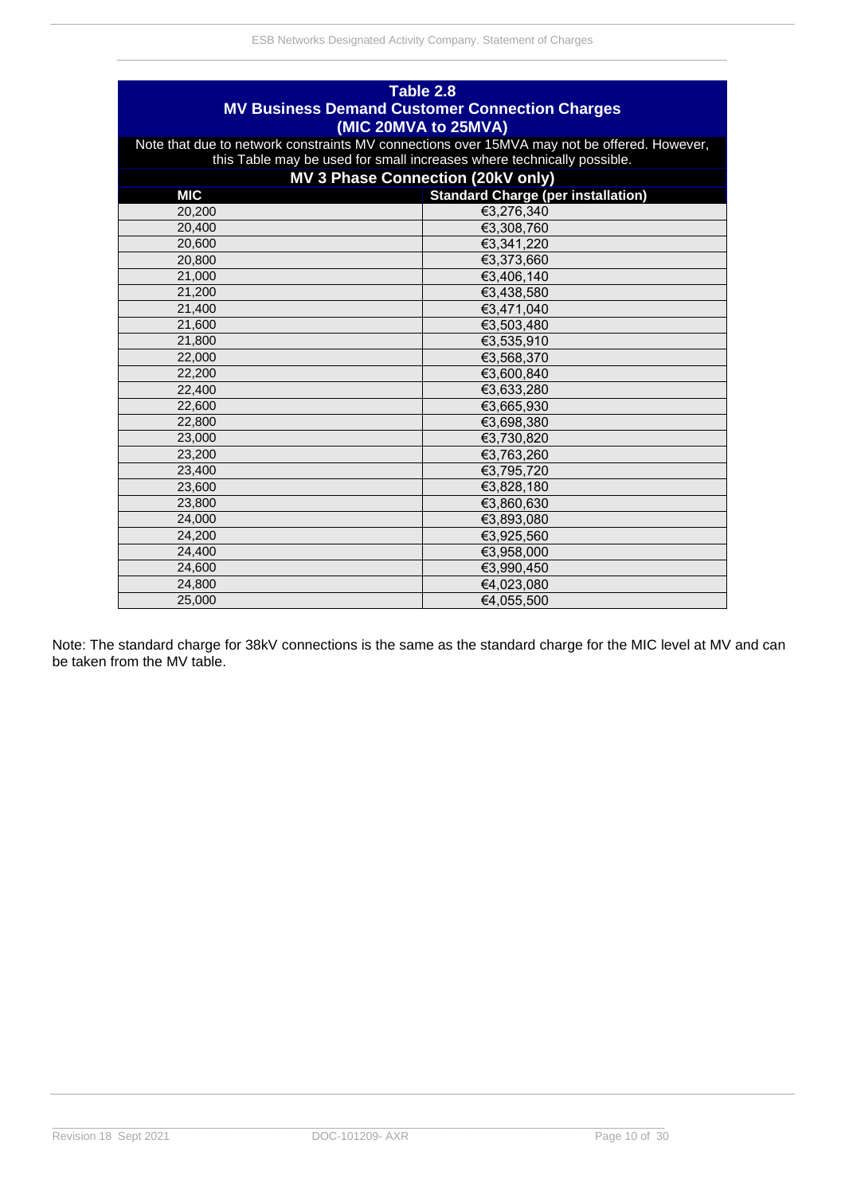| Table 2.8 MV Business Demand Customer Connection Charges (MIC 20MVA to 25MVA) | |
|---|---|
| Note that due to network constraints MV connections over 15MVA may not be offered. However, this Table may be used for small increases where technically possible. | |
| **MV 3 Phase Connection (20kV only)** | |
| **MIC** | **Standard Charge (per installation)** |
| 20,200 | €3,276,340 |
| 20,400 | €3,308,760 |
| 20,600 | €3,341,220 |
| 20,800 | €3,373,660 |
| 21,000 | €3,406,140 |
| 21,200 | €3,438,580 |
| 21,400 | €3,471,040 |
| 21,600 | €3,503,480 |
| 21,800 | €3,535,910 |
| 22,000 | €3,568,370 |
| 22,200 | €3,600,840 |
| 22,400 | €3,633,280 |
| 22,600 | €3,665,930 |
| 22,800 | €3,698,380 |
| 23,000 | €3,730,820 |
| 23,200 | €3,763,260 |
| 23,400 | €3,795,720 |
| 23,600 | €3,828,180 |
| 23,800 | €3,860,630 |
| 24,000 | €3,893,080 |
| 24,200 | €3,925,560 |
| 24,400 | €3,958,000 |
| 24,600 | €3,990,450 |
| 24,800 | €4,023,080 |
| 25,000 | €4,055,500 |

Note: The standard charge for 38kV connections is the same as the standard charge for the MIC level at MV and can be taken from the MV table.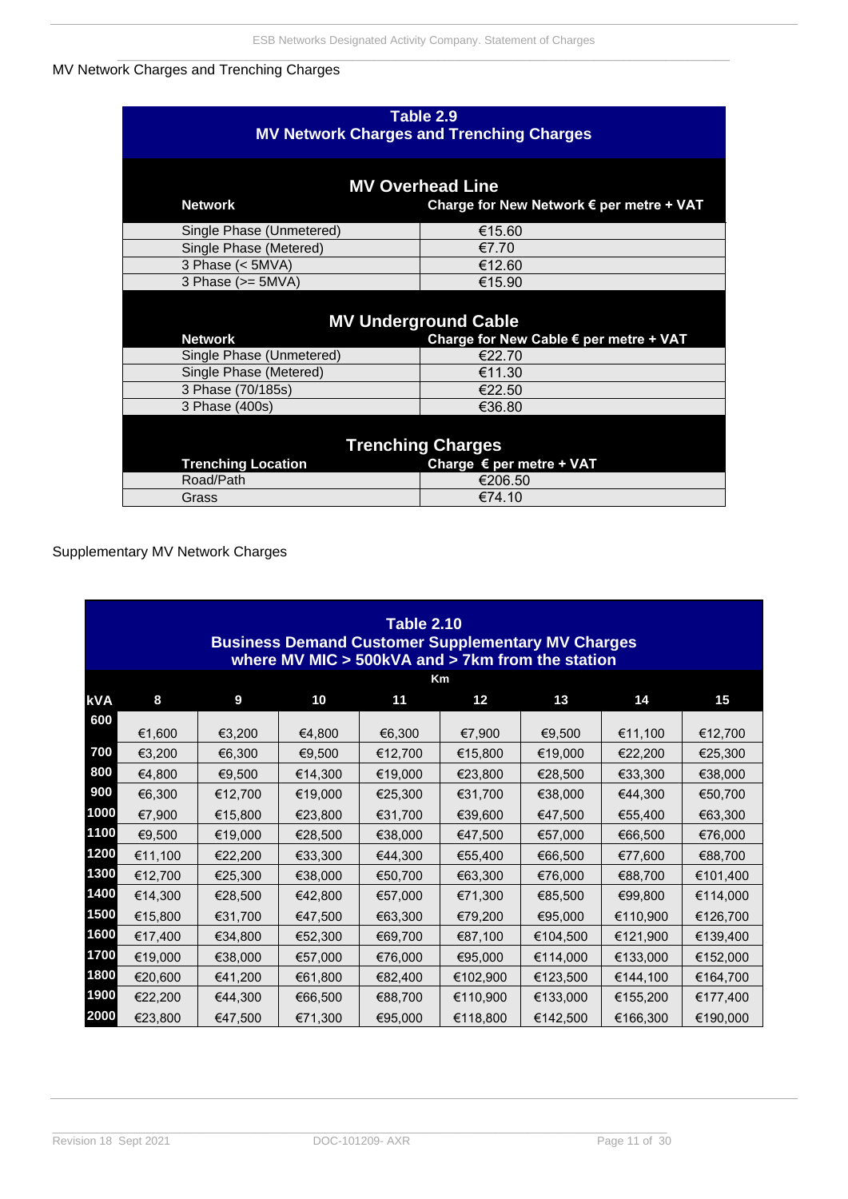MV Network Charges and Trenching Charges

| Table 2.9<br>MV Network Charges and Trenching Charges | |
|---|---|
| **MV Overhead Line** | |
| **Network** | **Charge for New Network € per metre + VAT** |
| Single Phase (Unmetered) | €15.60 |
| Single Phase (Metered) | €7.70 |
| 3 Phase (< 5MVA) | €12.60 |
| 3 Phase (>= 5MVA) | €15.90 |
| **MV Underground Cable** | |
| **Network** | **Charge for New Cable € per metre + VAT** |
| Single Phase (Unmetered) | €22.70 |
| Single Phase (Metered) | €11.30 |
| 3 Phase (70/185s) | €22.50 |
| 3 Phase (400s) | €36.80 |
| **Trenching Charges** | |
| **Trenching Location** | **Charge € per metre + VAT** |
| Road/Path | €206.50 |
| Grass | €74.10 |

Supplementary MV Network Charges

**Table 2.10**
**Business Demand Customer Supplementary MV Charges where MV MIC > 500kVA and > 7km from the station**

| | Km | | | | | | | |
|---|---|---|---|---|---|---|---|---|
| **kVA** | **8** | **9** | **10** | **11** | **12** | **13** | **14** | **15** |
| **600** | €1,600 | €3,200 | €4,800 | €6,300 | €7,900 | €9,500 | €11,100 | €12,700 |
| **700** | €3,200 | €6,300 | €9,500 | €12,700 | €15,800 | €19,000 | €22,200 | €25,300 |
| **800** | €4,800 | €9,500 | €14,300 | €19,000 | €23,800 | €28,500 | €33,300 | €38,000 |
| **900** | €6,300 | €12,700 | €19,000 | €25,300 | €31,700 | €38,000 | €44,300 | €50,700 |
| **1000** | €7,900 | €15,800 | €23,800 | €31,700 | €39,600 | €47,500 | €55,400 | €63,300 |
| **1100** | €9,500 | €19,000 | €28,500 | €38,000 | €47,500 | €57,000 | €66,500 | €76,000 |
| **1200** | €11,100 | €22,200 | €33,300 | €44,300 | €55,400 | €66,500 | €77,600 | €88,700 |
| **1300** | €12,700 | €25,300 | €38,000 | €50,700 | €63,300 | €76,000 | €88,700 | €101,400 |
| **1400** | €14,300 | €28,500 | €42,800 | €57,000 | €71,300 | €85,500 | €99,800 | €114,000 |
| **1500** | €15,800 | €31,700 | €47,500 | €63,300 | €79,200 | €95,000 | €110,900 | €126,700 |
| **1600** | €17,400 | €34,800 | €52,300 | €69,700 | €87,100 | €104,500 | €121,900 | €139,400 |
| **1700** | €19,000 | €38,000 | €57,000 | €76,000 | €95,000 | €114,000 | €133,000 | €152,000 |
| **1800** | €20,600 | €41,200 | €61,800 | €82,400 | €102,900 | €123,500 | €144,100 | €164,700 |
| **1900** | €22,200 | €44,300 | €66,500 | €88,700 | €110,900 | €133,000 | €155,200 | €177,400 |
| **2000** | €23,800 | €47,500 | €71,300 | €95,000 | €118,800 | €142,500 | €166,300 | €190,000 |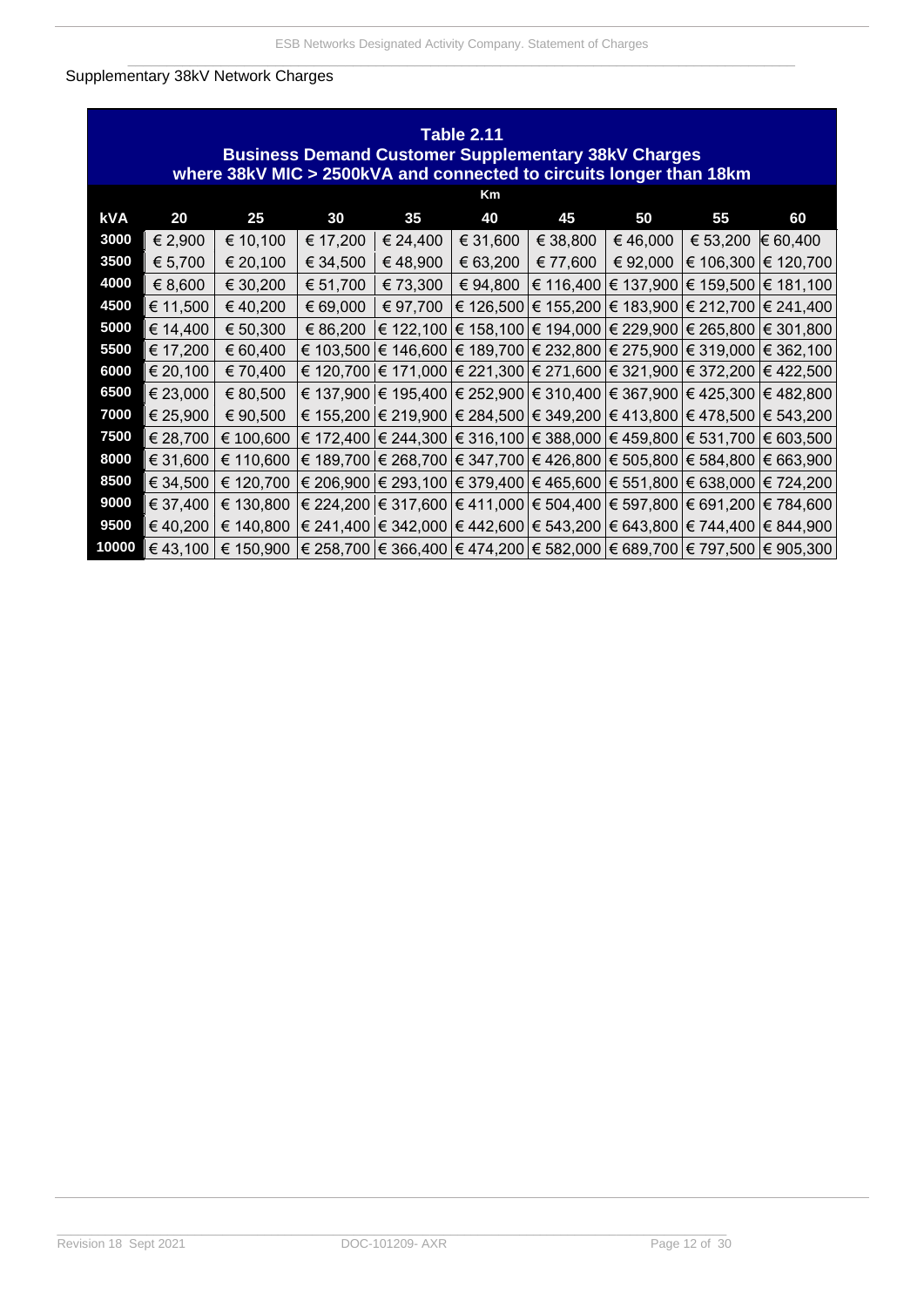Supplementary 38kV Network Charges

**Table 2.11**
**Business Demand Customer Supplementary 38kV Charges**
**where 38kV MIC > 2500kVA and connected to circuits longer than 18km**

| | Km | | | | | | | | |
|---|---|---|---|---|---|---|---|---|---|
| **kVA** | **20** | **25** | **30** | **35** | **40** | **45** | **50** | **55** | **60** |
| **3000** | € 2,900 | € 10,100 | € 17,200 | € 24,400 | € 31,600 | € 38,800 | € 46,000 | € 53,200 | € 60,400 |
| **3500** | € 5,700 | € 20,100 | € 34,500 | € 48,900 | € 63,200 | € 77,600 | € 92,000 | € 106,300 | € 120,700 |
| **4000** | € 8,600 | € 30,200 | € 51,700 | € 73,300 | € 94,800 | € 116,400 | € 137,900 | € 159,500 | € 181,100 |
| **4500** | € 11,500 | € 40,200 | € 69,000 | € 97,700 | € 126,500 | € 155,200 | € 183,900 | € 212,700 | € 241,400 |
| **5000** | € 14,400 | € 50,300 | € 86,200 | € 122,100 | € 158,100 | € 194,000 | € 229,900 | € 265,800 | € 301,800 |
| **5500** | € 17,200 | € 60,400 | € 103,500 | € 146,600 | € 189,700 | € 232,800 | € 275,900 | € 319,000 | € 362,100 |
| **6000** | € 20,100 | € 70,400 | € 120,700 | € 171,000 | € 221,300 | € 271,600 | € 321,900 | € 372,200 | € 422,500 |
| **6500** | € 23,000 | € 80,500 | € 137,900 | € 195,400 | € 252,900 | € 310,400 | € 367,900 | € 425,300 | € 482,800 |
| **7000** | € 25,900 | € 90,500 | € 155,200 | € 219,900 | € 284,500 | € 349,200 | € 413,800 | € 478,500 | € 543,200 |
| **7500** | € 28,700 | € 100,600 | € 172,400 | € 244,300 | € 316,100 | € 388,000 | € 459,800 | € 531,700 | € 603,500 |
| **8000** | € 31,600 | € 110,600 | € 189,700 | € 268,700 | € 347,700 | € 426,800 | € 505,800 | € 584,800 | € 663,900 |
| **8500** | € 34,500 | € 120,700 | € 206,900 | € 293,100 | € 379,400 | € 465,600 | € 551,800 | € 638,000 | € 724,200 |
| **9000** | € 37,400 | € 130,800 | € 224,200 | € 317,600 | € 411,000 | € 504,400 | € 597,800 | € 691,200 | € 784,600 |
| **9500** | € 40,200 | € 140,800 | € 241,400 | € 342,000 | € 442,600 | € 543,200 | € 643,800 | € 744,400 | € 844,900 |
| **10000** | € 43,100 | € 150,900 | € 258,700 | € 366,400 | € 474,200 | € 582,000 | € 689,700 | € 797,500 | € 905,300 |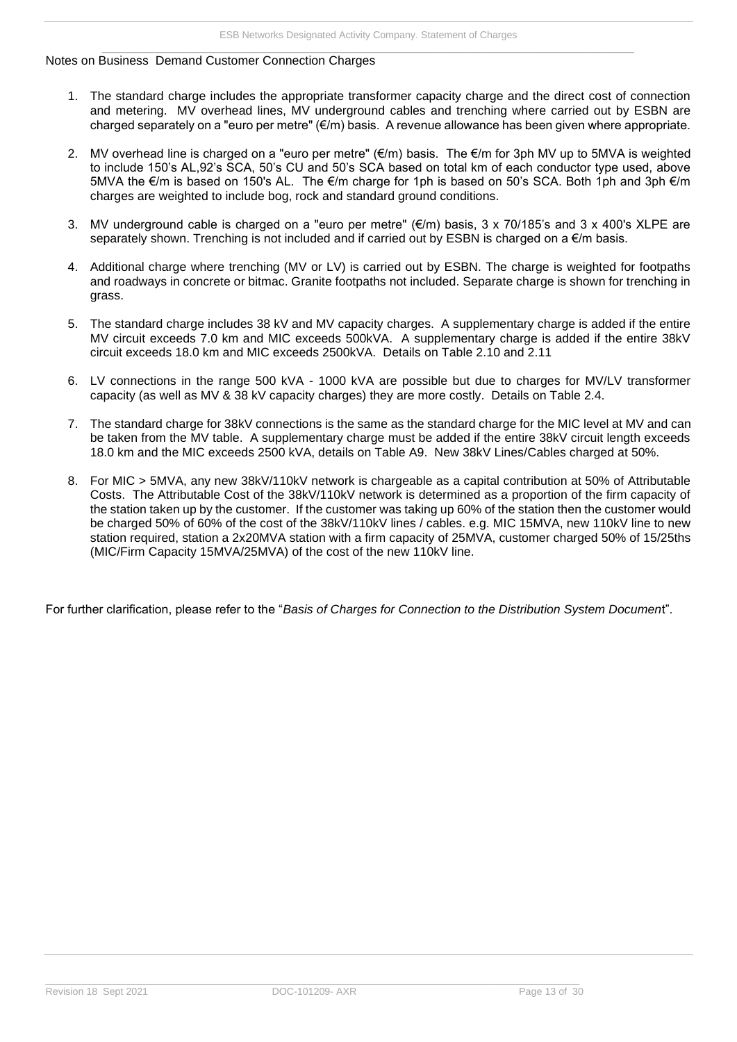Notes on Business Demand Customer Connection Charges

1. The standard charge includes the appropriate transformer capacity charge and the direct cost of connection and metering. MV overhead lines, MV underground cables and trenching where carried out by ESBN are charged separately on a "euro per metre" (€/m) basis. A revenue allowance has been given where appropriate.

2. MV overhead line is charged on a "euro per metre" (€/m) basis. The €/m for 3ph MV up to 5MVA is weighted to include 150's AL,92's SCA, 50's CU and 50's SCA based on total km of each conductor type used, above 5MVA the €/m is based on 150's AL. The €/m charge for 1ph is based on 50's SCA. Both 1ph and 3ph €/m charges are weighted to include bog, rock and standard ground conditions.

3. MV underground cable is charged on a "euro per metre" (€/m) basis, 3 x 70/185's and 3 x 400's XLPE are separately shown. Trenching is not included and if carried out by ESBN is charged on a €/m basis.

4. Additional charge where trenching (MV or LV) is carried out by ESBN. The charge is weighted for footpaths and roadways in concrete or bitmac. Granite footpaths not included. Separate charge is shown for trenching in grass.

5. The standard charge includes 38 kV and MV capacity charges. A supplementary charge is added if the entire MV circuit exceeds 7.0 km and MIC exceeds 500kVA. A supplementary charge is added if the entire 38kV circuit exceeds 18.0 km and MIC exceeds 2500kVA. Details on Table 2.10 and 2.11

6. LV connections in the range 500 kVA - 1000 kVA are possible but due to charges for MV/LV transformer capacity (as well as MV & 38 kV capacity charges) they are more costly. Details on Table 2.4.

7. The standard charge for 38kV connections is the same as the standard charge for the MIC level at MV and can be taken from the MV table. A supplementary charge must be added if the entire 38kV circuit length exceeds 18.0 km and the MIC exceeds 2500 kVA, details on Table A9. New 38kV Lines/Cables charged at 50%.

8. For MIC > 5MVA, any new 38kV/110kV network is chargeable as a capital contribution at 50% of Attributable Costs. The Attributable Cost of the 38kV/110kV network is determined as a proportion of the firm capacity of the station taken up by the customer. If the customer was taking up 60% of the station then the customer would be charged 50% of 60% of the cost of the 38kV/110kV lines / cables. e.g. MIC 15MVA, new 110kV line to new station required, station a 2x20MVA station with a firm capacity of 25MVA, customer charged 50% of 15/25ths (MIC/Firm Capacity 15MVA/25MVA) of the cost of the new 110kV line.

For further clarification, please refer to the "*Basis of Charges for Connection to the Distribution System Document*".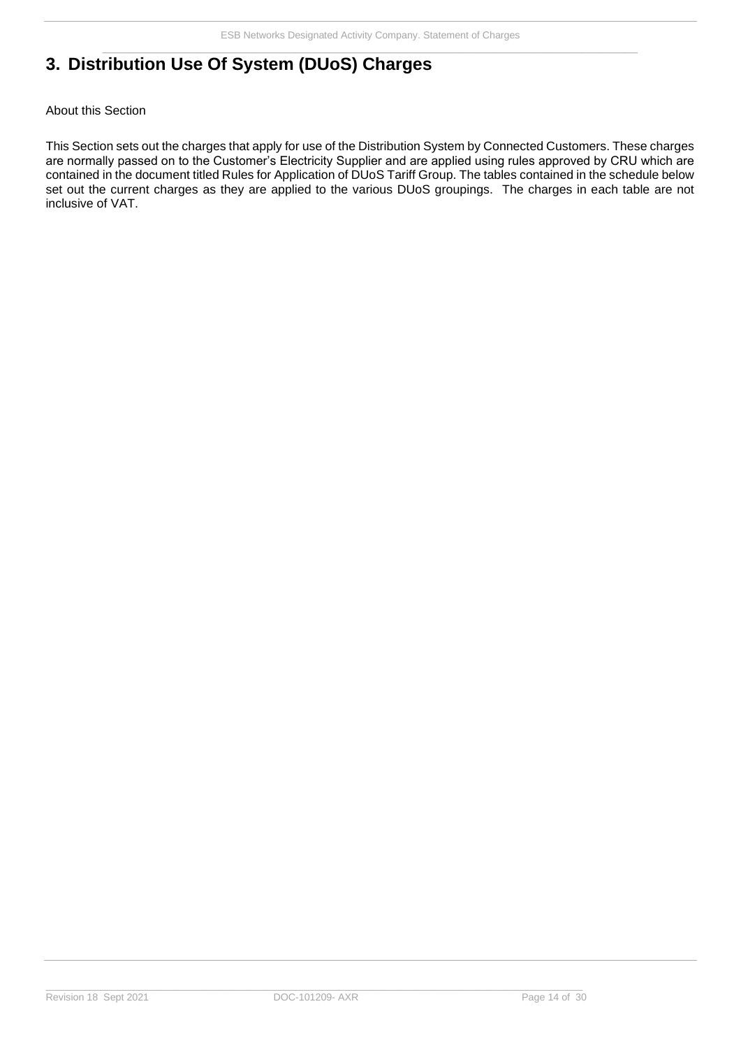# 3. Distribution Use Of System (DUoS) Charges

About this Section

This Section sets out the charges that apply for use of the Distribution System by Connected Customers. These charges are normally passed on to the Customer's Electricity Supplier and are applied using rules approved by CRU which are contained in the document titled Rules for Application of DUoS Tariff Group. The tables contained in the schedule below set out the current charges as they are applied to the various DUoS groupings. The charges in each table are not inclusive of VAT.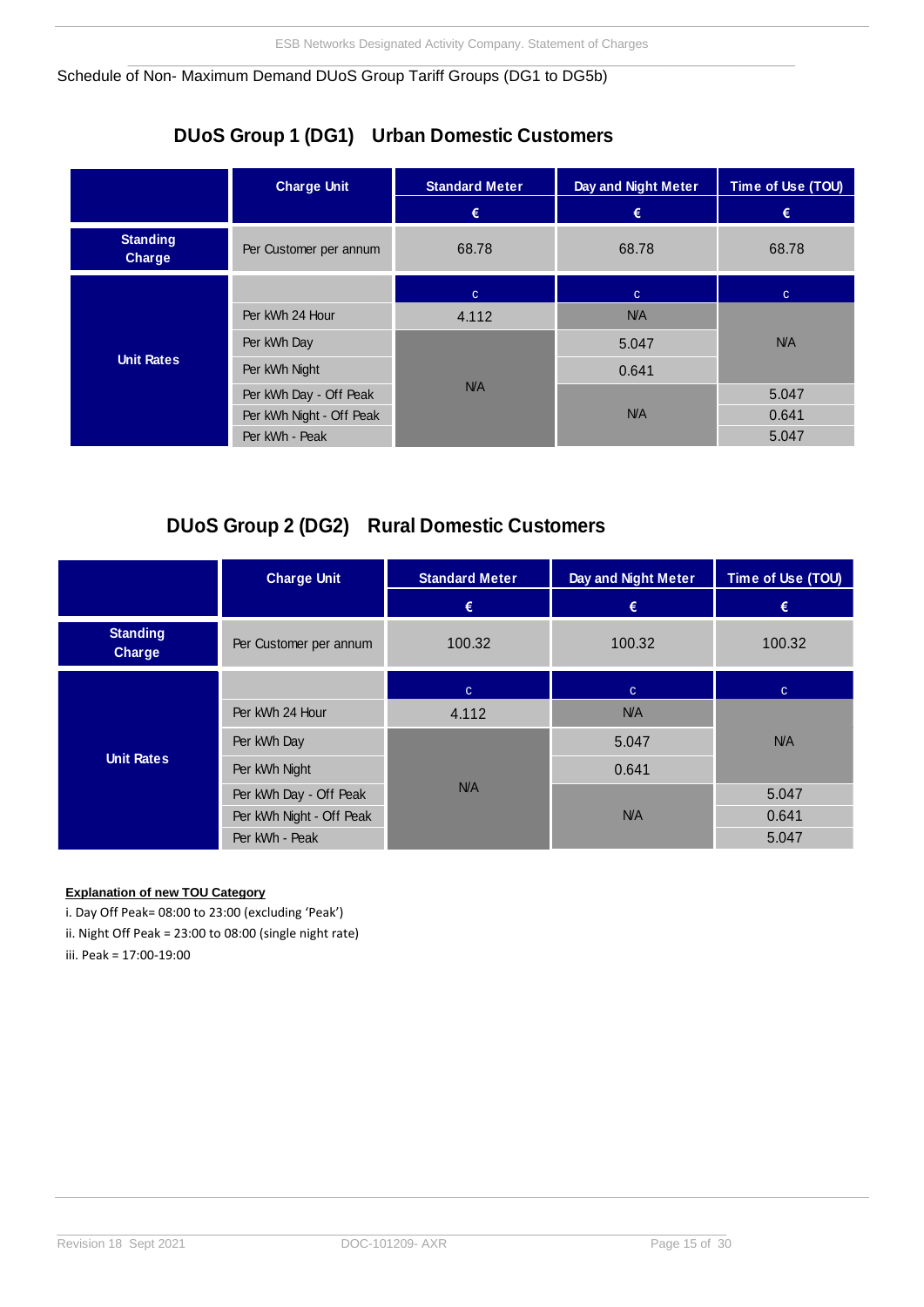Schedule of Non- Maximum Demand DUoS Group Tariff Groups (DG1 to DG5b)

## DUoS Group 1 (DG1) Urban Domestic Customers

| | Charge Unit | Standard Meter | Day and Night Meter | Time of Use (TOU) |
|---|---|---|---|---|
| | | € | € | € |
| Standing Charge | Per Customer per annum | 68.78 | 68.78 | 68.78 |
| Unit Rates | | c | c | c |
| | Per kWh 24 Hour | 4.112 | N/A | N/A |
| | Per kWh Day | N/A | 5.047 | N/A |
| | Per kWh Night | N/A | 0.641 | N/A |
| | Per kWh Day - Off Peak | N/A | N/A | 5.047 |
| | Per kWh Night - Off Peak | N/A | N/A | 0.641 |
| | Per kWh - Peak | N/A | N/A | 5.047 |

## DUoS Group 2 (DG2) Rural Domestic Customers

| | Charge Unit | Standard Meter | Day and Night Meter | Time of Use (TOU) |
|---|---|---|---|---|
| | | € | € | € |
| Standing Charge | Per Customer per annum | 100.32 | 100.32 | 100.32 |
| Unit Rates | | c | c | c |
| | Per kWh 24 Hour | 4.112 | N/A | N/A |
| | Per kWh Day | N/A | 5.047 | N/A |
| | Per kWh Night | N/A | 0.641 | N/A |
| | Per kWh Day - Off Peak | N/A | N/A | 5.047 |
| | Per kWh Night - Off Peak | N/A | N/A | 0.641 |
| | Per kWh - Peak | N/A | N/A | 5.047 |

**Explanation of new TOU Category**

i. Day Off Peak= 08:00 to 23:00 (excluding 'Peak')

ii. Night Off Peak = 23:00 to 08:00 (single night rate)

iii. Peak = 17:00-19:00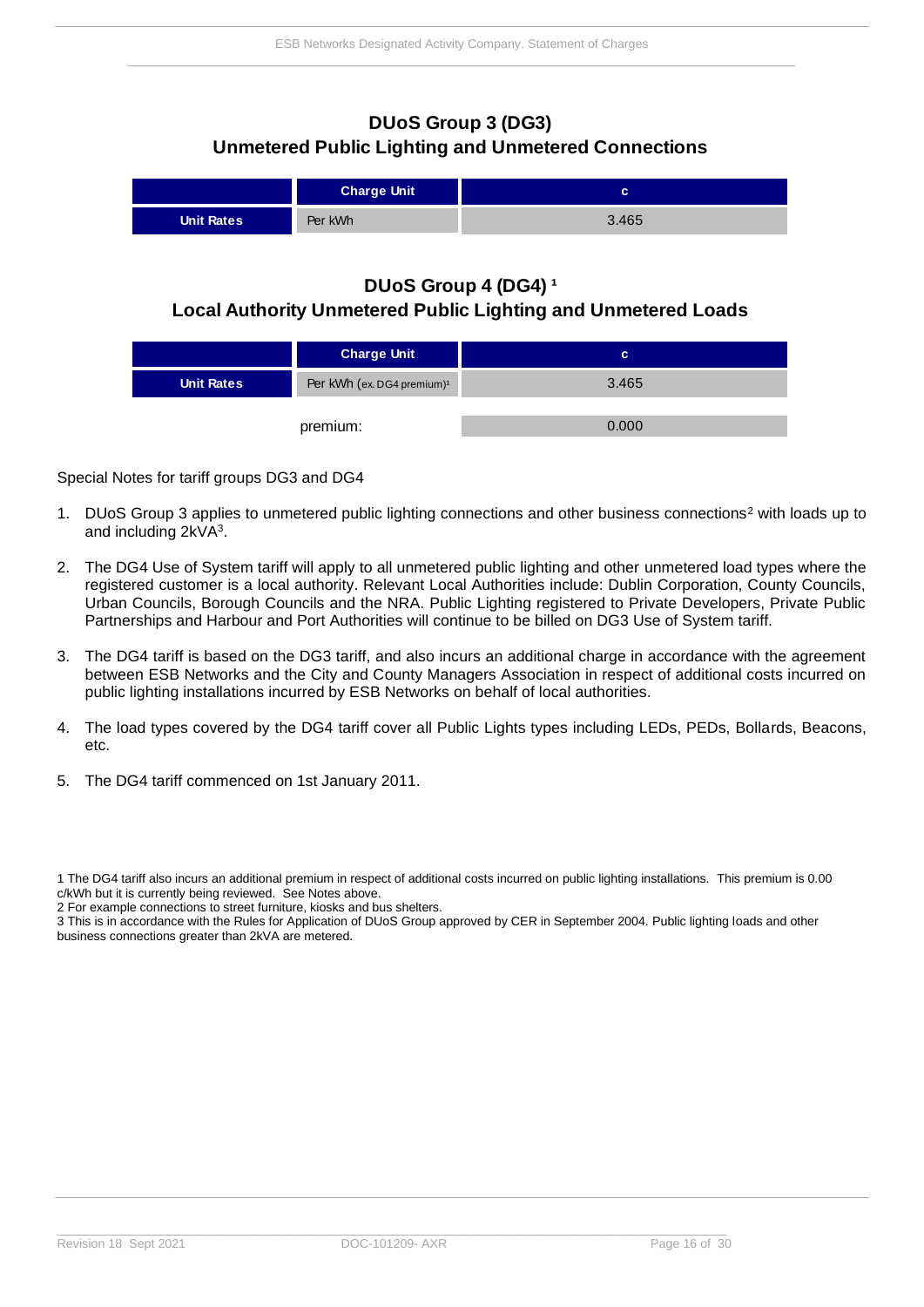## DUoS Group 3 (DG3)
## Unmetered Public Lighting and Unmetered Connections

| | Charge Unit | c |
|---|---|---|
| **Unit Rates** | Per kWh | 3.465 |

## DUoS Group 4 (DG4) [1]
## Local Authority Unmetered Public Lighting and Unmetered Loads

| | Charge Unit | c |
|---|---|---|
| **Unit Rates** | Per kWh (ex. DG4 premium)[1] | 3.465 |
| | premium: | 0.000 |

Special Notes for tariff groups DG3 and DG4

1. DUoS Group 3 applies to unmetered public lighting connections and other business connections[2] with loads up to and including 2kVA[3].

2. The DG4 Use of System tariff will apply to all unmetered public lighting and other unmetered load types where the registered customer is a local authority. Relevant Local Authorities include: Dublin Corporation, County Councils, Urban Councils, Borough Councils and the NRA. Public Lighting registered to Private Developers, Private Public Partnerships and Harbour and Port Authorities will continue to be billed on DG3 Use of System tariff.

3. The DG4 tariff is based on the DG3 tariff, and also incurs an additional charge in accordance with the agreement between ESB Networks and the City and County Managers Association in respect of additional costs incurred on public lighting installations incurred by ESB Networks on behalf of local authorities.

4. The load types covered by the DG4 tariff cover all Public Lights types including LEDs, PEDs, Bollards, Beacons, etc.

5. The DG4 tariff commenced on 1st January 2011.

1 The DG4 tariff also incurs an additional premium in respect of additional costs incurred on public lighting installations. This premium is 0.00 c/kWh but it is currently being reviewed. See Notes above.

2 For example connections to street furniture, kiosks and bus shelters.

3 This is in accordance with the Rules for Application of DUoS Group approved by CER in September 2004. Public lighting loads and other business connections greater than 2kVA are metered.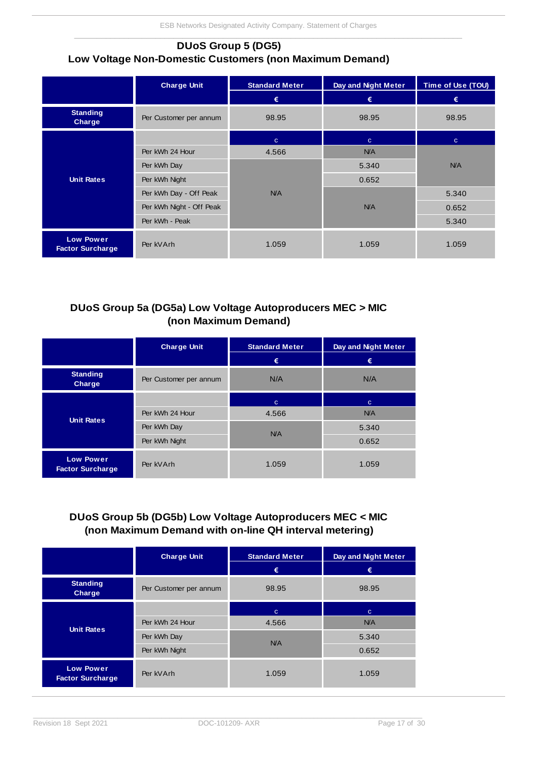## DUoS Group 5 (DG5)
## Low Voltage Non-Domestic Customers (non Maximum Demand)

| | Charge Unit | Standard Meter | Day and Night Meter | Time of Use (TOU) |
|---|---|---|---|---|
| | | € | € | € |
| Standing Charge | Per Customer per annum | 98.95 | 98.95 | 98.95 |
| Unit Rates | | c | c | c |
| | Per kWh 24 Hour | 4.566 | N/A | N/A |
| | Per kWh Day | N/A | 5.340 | N/A |
| | Per kWh Night | N/A | 0.652 | N/A |
| | Per kWh Day - Off Peak | N/A | N/A | 5.340 |
| | Per kWh Night - Off Peak | N/A | N/A | 0.652 |
| | Per kWh - Peak | N/A | N/A | 5.340 |
| Low Power Factor Surcharge | Per kVArh | 1.059 | 1.059 | 1.059 |

## DUoS Group 5a (DG5a) Low Voltage Autoproducers MEC > MIC (non Maximum Demand)

| | Charge Unit | Standard Meter | Day and Night Meter |
|---|---|---|---|
| | | € | € |
| Standing Charge | Per Customer per annum | N/A | N/A |
| Unit Rates | | c | c |
| | Per kWh 24 Hour | 4.566 | N/A |
| | Per kWh Day | N/A | 5.340 |
| | Per kWh Night | N/A | 0.652 |
| Low Power Factor Surcharge | Per kVArh | 1.059 | 1.059 |

## DUoS Group 5b (DG5b) Low Voltage Autoproducers MEC < MIC (non Maximum Demand with on-line QH interval metering)

| | Charge Unit | Standard Meter | Day and Night Meter |
|---|---|---|---|
| | | € | € |
| Standing Charge | Per Customer per annum | 98.95 | 98.95 |
| Unit Rates | | c | c |
| | Per kWh 24 Hour | 4.566 | N/A |
| | Per kWh Day | N/A | 5.340 |
| | Per kWh Night | N/A | 0.652 |
| Low Power Factor Surcharge | Per kVArh | 1.059 | 1.059 |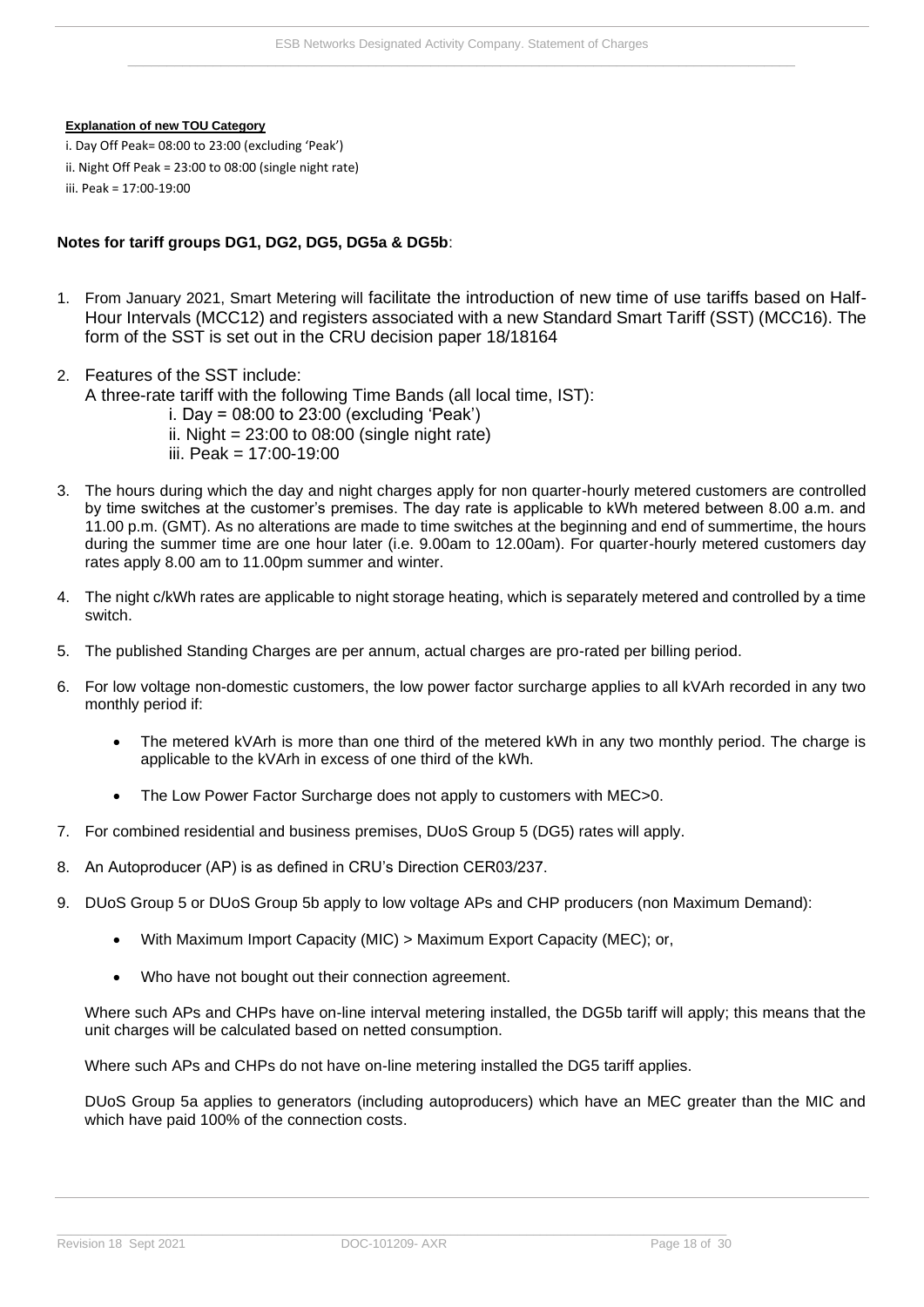**Explanation of new TOU Category**

i. Day Off Peak= 08:00 to 23:00 (excluding 'Peak')

ii. Night Off Peak = 23:00 to 08:00 (single night rate)

iii. Peak = 17:00-19:00

**Notes for tariff groups DG1, DG2, DG5, DG5a & DG5b**:

1. From January 2021, Smart Metering will facilitate the introduction of new time of use tariffs based on Half-Hour Intervals (MCC12) and registers associated with a new Standard Smart Tariff (SST) (MCC16). The form of the SST is set out in the CRU decision paper 18/18164

2. Features of the SST include:
   A three-rate tariff with the following Time Bands (all local time, IST):
   i. Day = 08:00 to 23:00 (excluding 'Peak')
   ii. Night = 23:00 to 08:00 (single night rate)
   iii. Peak = 17:00-19:00

3. The hours during which the day and night charges apply for non quarter-hourly metered customers are controlled by time switches at the customer's premises. The day rate is applicable to kWh metered between 8.00 a.m. and 11.00 p.m. (GMT). As no alterations are made to time switches at the beginning and end of summertime, the hours during the summer time are one hour later (i.e. 9.00am to 12.00am). For quarter-hourly metered customers day rates apply 8.00 am to 11.00pm summer and winter.

4. The night c/kWh rates are applicable to night storage heating, which is separately metered and controlled by a time switch.

5. The published Standing Charges are per annum, actual charges are pro-rated per billing period.

6. For low voltage non-domestic customers, the low power factor surcharge applies to all kVArh recorded in any two monthly period if:

   - The metered kVArh is more than one third of the metered kWh in any two monthly period. The charge is applicable to the kVArh in excess of one third of the kWh.
   - The Low Power Factor Surcharge does not apply to customers with MEC>0.

7. For combined residential and business premises, DUoS Group 5 (DG5) rates will apply.

8. An Autoproducer (AP) is as defined in CRU's Direction CER03/237.

9. DUoS Group 5 or DUoS Group 5b apply to low voltage APs and CHP producers (non Maximum Demand):

   - With Maximum Import Capacity (MIC) > Maximum Export Capacity (MEC); or,
   - Who have not bought out their connection agreement.

   Where such APs and CHPs have on-line interval metering installed, the DG5b tariff will apply; this means that the unit charges will be calculated based on netted consumption.

   Where such APs and CHPs do not have on-line metering installed the DG5 tariff applies.

   DUoS Group 5a applies to generators (including autoproducers) which have an MEC greater than the MIC and which have paid 100% of the connection costs.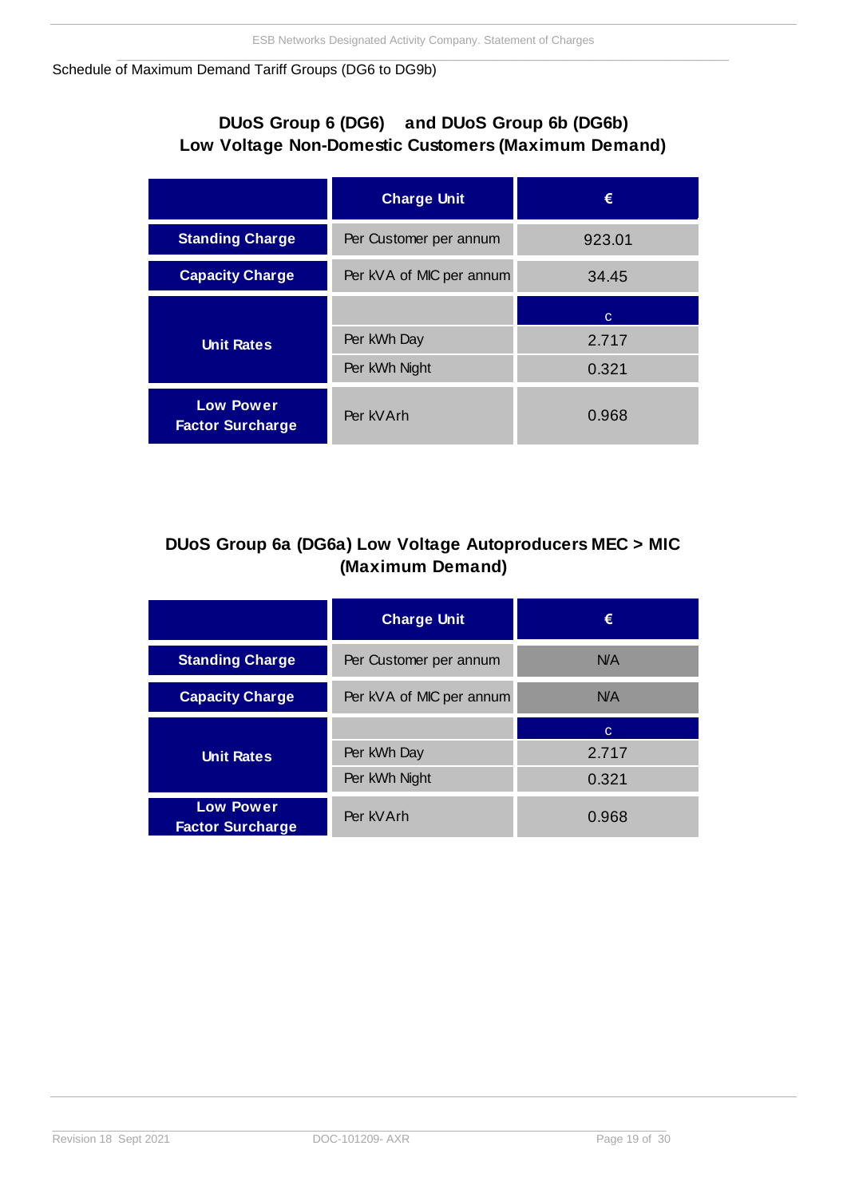Schedule of Maximum Demand Tariff Groups (DG6 to DG9b)

## DUoS Group 6 (DG6) and DUoS Group 6b (DG6b)
## Low Voltage Non-Domestic Customers (Maximum Demand)

| | Charge Unit | € |
|---|---|---|
| Standing Charge | Per Customer per annum | 923.01 |
| Capacity Charge | Per kVA of MIC per annum | 34.45 |
| Unit Rates | | c |
| | Per kWh Day | 2.717 |
| | Per kWh Night | 0.321 |
| Low Power Factor Surcharge | Per kVArh | 0.968 |

## DUoS Group 6a (DG6a) Low Voltage Autoproducers MEC > MIC (Maximum Demand)

| | Charge Unit | € |
|---|---|---|
| Standing Charge | Per Customer per annum | N/A |
| Capacity Charge | Per kVA of MIC per annum | N/A |
| Unit Rates | | c |
| | Per kWh Day | 2.717 |
| | Per kWh Night | 0.321 |
| Low Power Factor Surcharge | Per kVArh | 0.968 |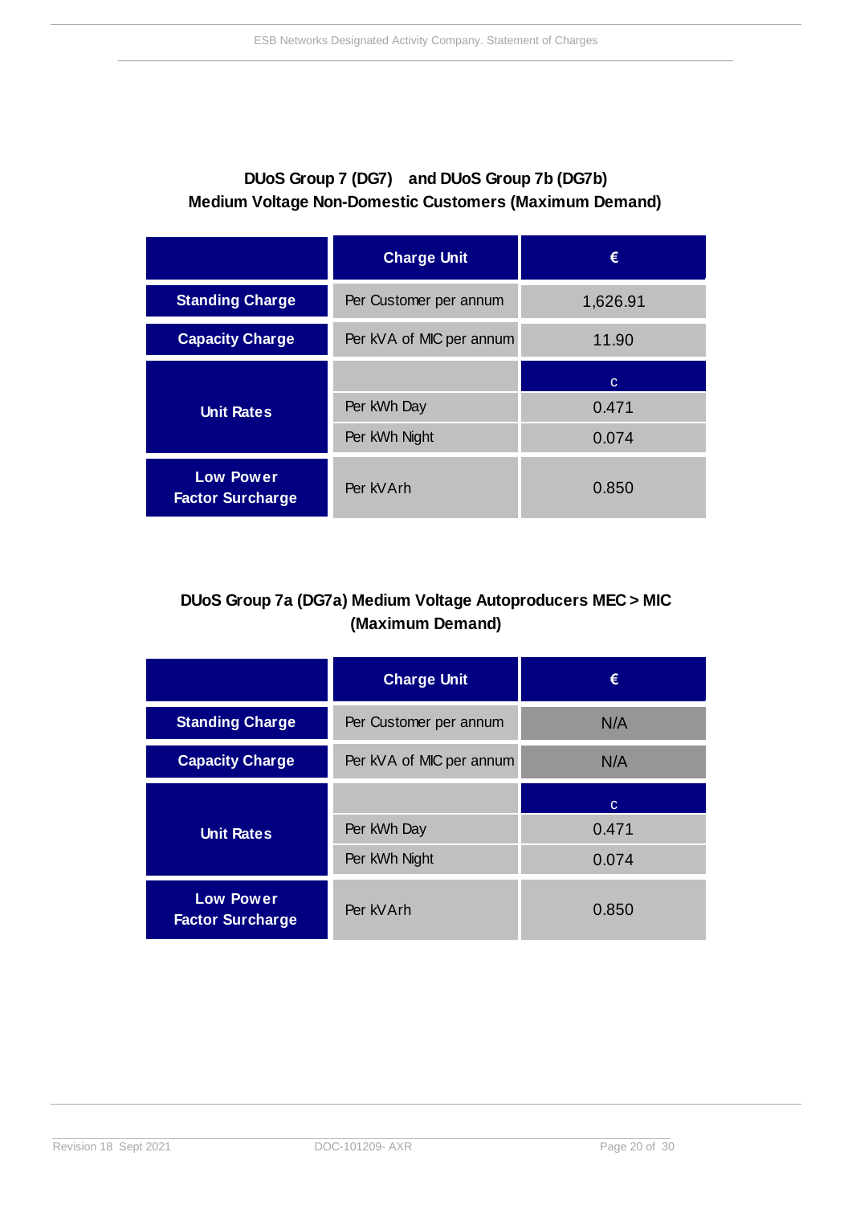## DUoS Group 7 (DG7) and DUoS Group 7b (DG7b)
## Medium Voltage Non-Domestic Customers (Maximum Demand)

| | Charge Unit | € |
|---|---|---|
| Standing Charge | Per Customer per annum | 1,626.91 |
| Capacity Charge | Per kVA of MIC per annum | 11.90 |
| Unit Rates | | c |
| | Per kWh Day | 0.471 |
| | Per kWh Night | 0.074 |
| Low Power Factor Surcharge | Per kVArh | 0.850 |

## DUoS Group 7a (DG7a) Medium Voltage Autoproducers MEC > MIC (Maximum Demand)

| | Charge Unit | € |
|---|---|---|
| Standing Charge | Per Customer per annum | N/A |
| Capacity Charge | Per kVA of MIC per annum | N/A |
| Unit Rates | | c |
| | Per kWh Day | 0.471 |
| | Per kWh Night | 0.074 |
| Low Power Factor Surcharge | Per kVArh | 0.850 |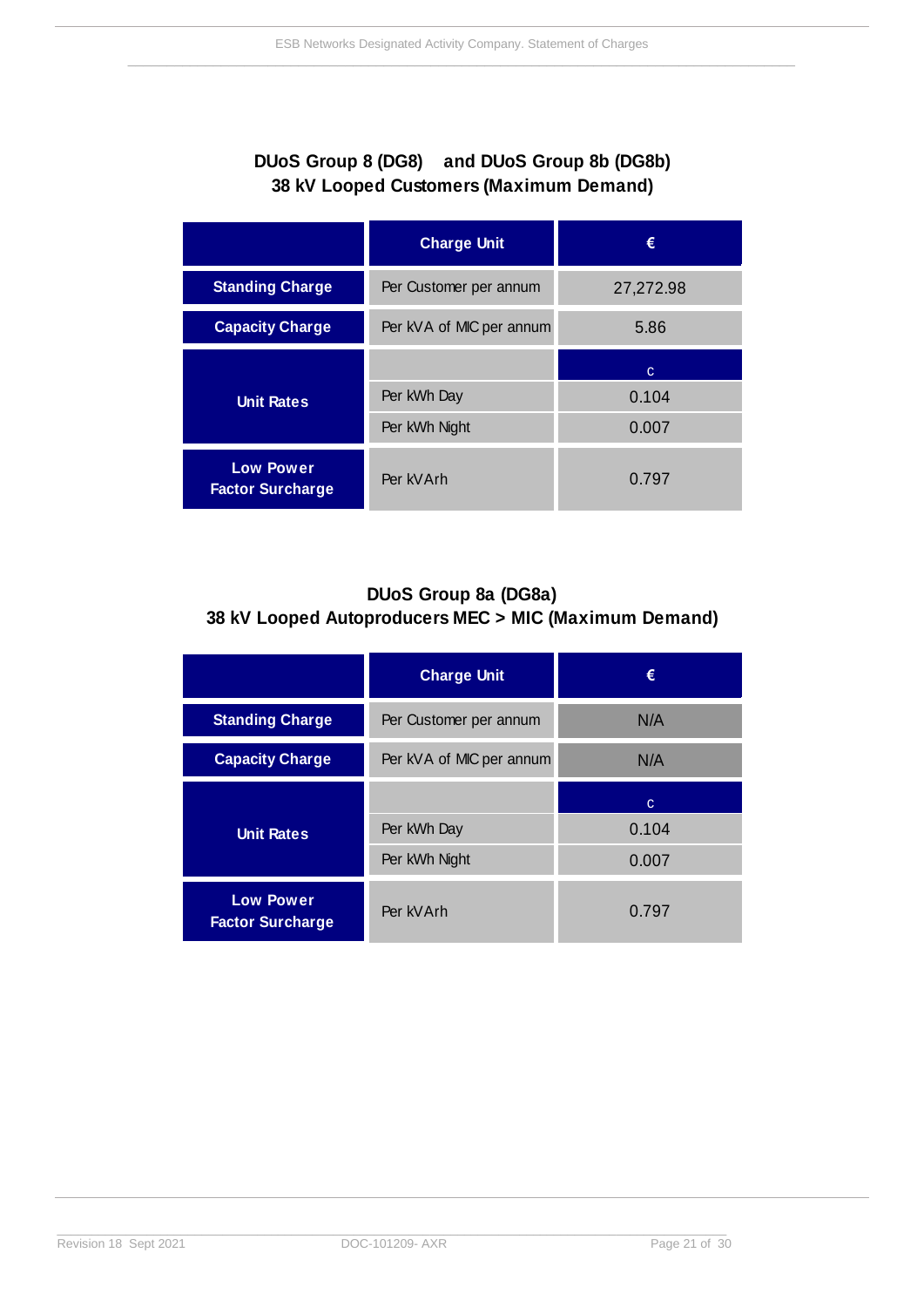## DUoS Group 8 (DG8) and DUoS Group 8b (DG8b)
## 38 kV Looped Customers (Maximum Demand)

| | Charge Unit | € |
|---|---|---|
| Standing Charge | Per Customer per annum | 27,272.98 |
| Capacity Charge | Per kVA of MIC per annum | 5.86 |
| Unit Rates | | c |
| | Per kWh Day | 0.104 |
| | Per kWh Night | 0.007 |
| Low Power Factor Surcharge | Per kVArh | 0.797 |

## DUoS Group 8a (DG8a)
## 38 kV Looped Autoproducers MEC > MIC (Maximum Demand)

| | Charge Unit | € |
|---|---|---|
| Standing Charge | Per Customer per annum | N/A |
| Capacity Charge | Per kVA of MIC per annum | N/A |
| Unit Rates | | c |
| | Per kWh Day | 0.104 |
| | Per kWh Night | 0.007 |
| Low Power Factor Surcharge | Per kVArh | 0.797 |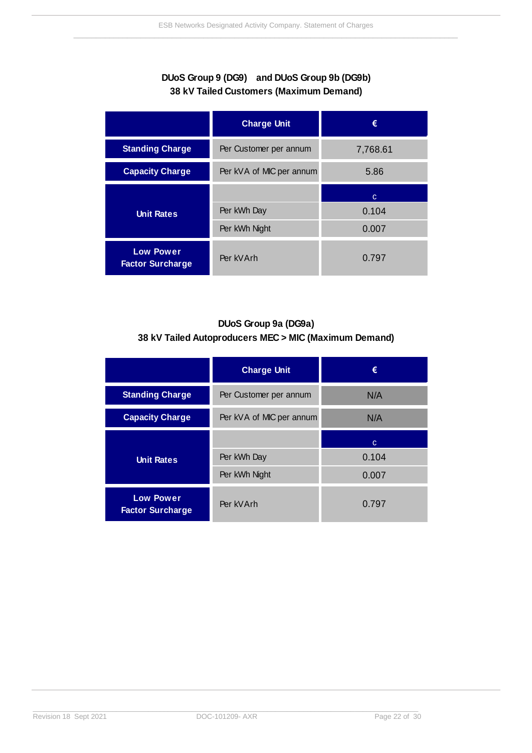**DUoS Group 9 (DG9) and DUoS Group 9b (DG9b)**
**38 kV Tailed Customers (Maximum Demand)**

| | Charge Unit | € |
|---|---|---|
| **Standing Charge** | Per Customer per annum | 7,768.61 |
| **Capacity Charge** | Per kVA of MIC per annum | 5.86 |
| **Unit Rates** | | c |
| | Per kWh Day | 0.104 |
| | Per kWh Night | 0.007 |
| **Low Power Factor Surcharge** | Per kVArh | 0.797 |

**DUoS Group 9a (DG9a)**
**38 kV Tailed Autoproducers MEC > MIC (Maximum Demand)**

| | Charge Unit | € |
|---|---|---|
| **Standing Charge** | Per Customer per annum | N/A |
| **Capacity Charge** | Per kVA of MIC per annum | N/A |
| **Unit Rates** | | c |
| | Per kWh Day | 0.104 |
| | Per kWh Night | 0.007 |
| **Low Power Factor Surcharge** | Per kVArh | 0.797 |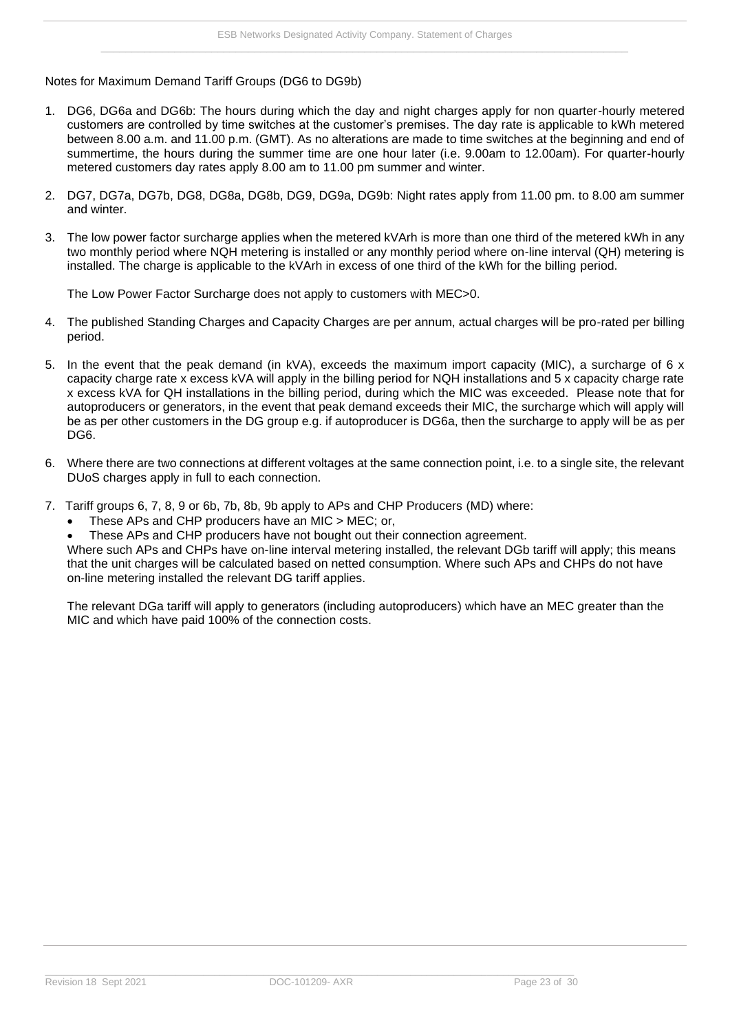Notes for Maximum Demand Tariff Groups (DG6 to DG9b)

1. DG6, DG6a and DG6b: The hours during which the day and night charges apply for non quarter-hourly metered customers are controlled by time switches at the customer's premises. The day rate is applicable to kWh metered between 8.00 a.m. and 11.00 p.m. (GMT). As no alterations are made to time switches at the beginning and end of summertime, the hours during the summer time are one hour later (i.e. 9.00am to 12.00am). For quarter-hourly metered customers day rates apply 8.00 am to 11.00 pm summer and winter.

2. DG7, DG7a, DG7b, DG8, DG8a, DG8b, DG9, DG9a, DG9b: Night rates apply from 11.00 pm. to 8.00 am summer and winter.

3. The low power factor surcharge applies when the metered kVArh is more than one third of the metered kWh in any two monthly period where NQH metering is installed or any monthly period where on-line interval (QH) metering is installed. The charge is applicable to the kVArh in excess of one third of the kWh for the billing period.

   The Low Power Factor Surcharge does not apply to customers with MEC>0.

4. The published Standing Charges and Capacity Charges are per annum, actual charges will be pro-rated per billing period.

5. In the event that the peak demand (in kVA), exceeds the maximum import capacity (MIC), a surcharge of 6 x capacity charge rate x excess kVA will apply in the billing period for NQH installations and 5 x capacity charge rate x excess kVA for QH installations in the billing period, during which the MIC was exceeded. Please note that for autoproducers or generators, in the event that peak demand exceeds their MIC, the surcharge which will apply will be as per other customers in the DG group e.g. if autoproducer is DG6a, then the surcharge to apply will be as per DG6.

6. Where there are two connections at different voltages at the same connection point, i.e. to a single site, the relevant DUoS charges apply in full to each connection.

7. Tariff groups 6, 7, 8, 9 or 6b, 7b, 8b, 9b apply to APs and CHP Producers (MD) where:
   - These APs and CHP producers have an MIC > MEC; or,
   - These APs and CHP producers have not bought out their connection agreement.

   Where such APs and CHPs have on-line interval metering installed, the relevant DGb tariff will apply; this means that the unit charges will be calculated based on netted consumption. Where such APs and CHPs do not have on-line metering installed the relevant DG tariff applies.

   The relevant DGa tariff will apply to generators (including autoproducers) which have an MEC greater than the MIC and which have paid 100% of the connection costs.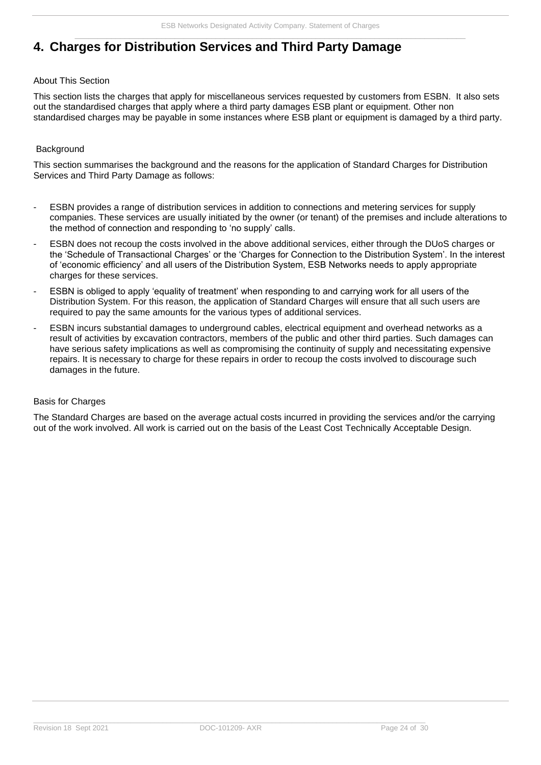# 4. Charges for Distribution Services and Third Party Damage

About This Section

This section lists the charges that apply for miscellaneous services requested by customers from ESBN. It also sets out the standardised charges that apply where a third party damages ESB plant or equipment. Other non standardised charges may be payable in some instances where ESB plant or equipment is damaged by a third party.

Background

This section summarises the background and the reasons for the application of Standard Charges for Distribution Services and Third Party Damage as follows:

- ESBN provides a range of distribution services in addition to connections and metering services for supply companies. These services are usually initiated by the owner (or tenant) of the premises and include alterations to the method of connection and responding to 'no supply' calls.
- ESBN does not recoup the costs involved in the above additional services, either through the DUoS charges or the 'Schedule of Transactional Charges' or the 'Charges for Connection to the Distribution System'. In the interest of 'economic efficiency' and all users of the Distribution System, ESB Networks needs to apply appropriate charges for these services.
- ESBN is obliged to apply 'equality of treatment' when responding to and carrying work for all users of the Distribution System. For this reason, the application of Standard Charges will ensure that all such users are required to pay the same amounts for the various types of additional services.
- ESBN incurs substantial damages to underground cables, electrical equipment and overhead networks as a result of activities by excavation contractors, members of the public and other third parties. Such damages can have serious safety implications as well as compromising the continuity of supply and necessitating expensive repairs. It is necessary to charge for these repairs in order to recoup the costs involved to discourage such damages in the future.

Basis for Charges

The Standard Charges are based on the average actual costs incurred in providing the services and/or the carrying out of the work involved. All work is carried out on the basis of the Least Cost Technically Acceptable Design.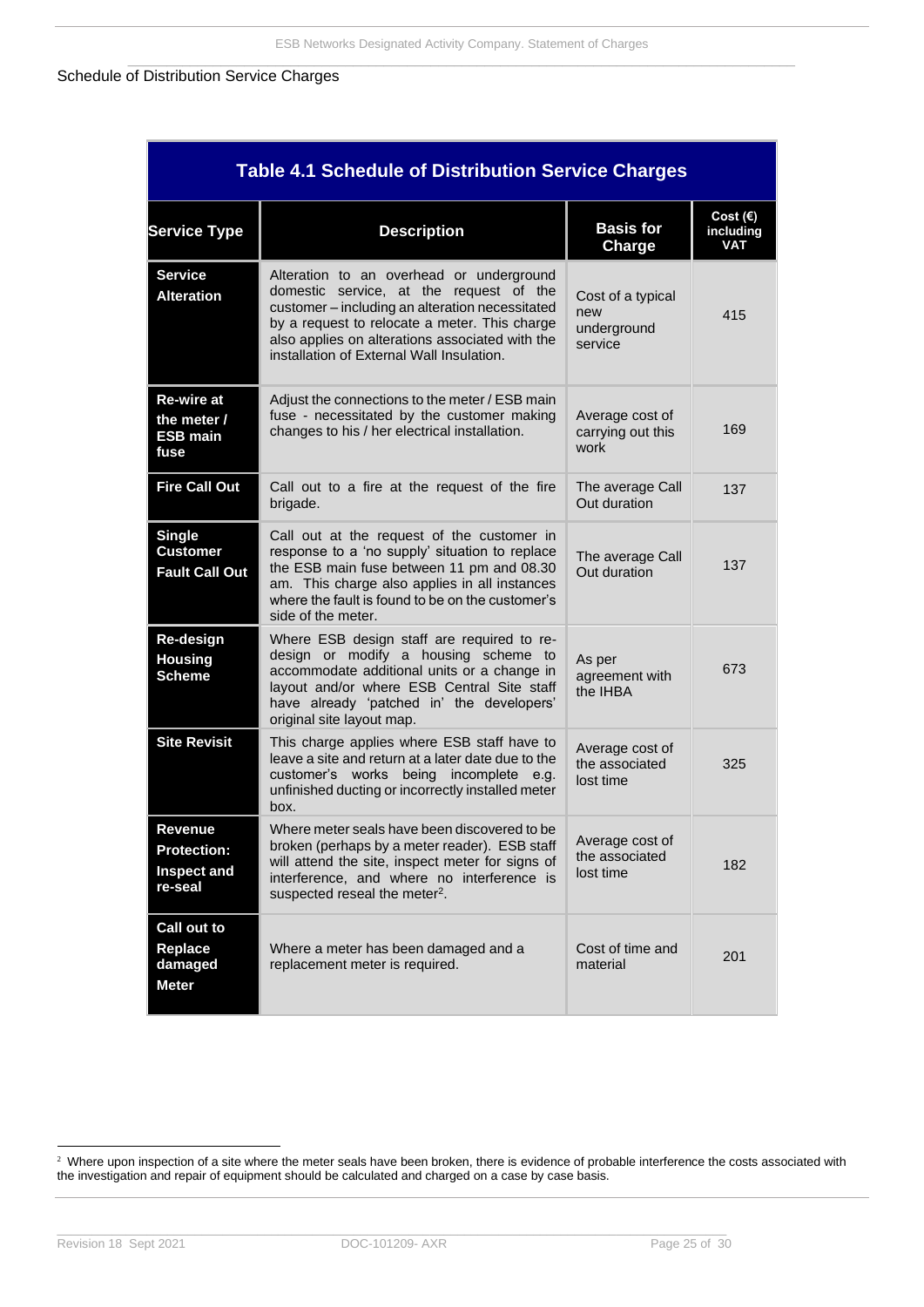Schedule of Distribution Service Charges

**Table 4.1 Schedule of Distribution Service Charges**

| Service Type | Description | Basis for Charge | Cost (€) including VAT |
|---|---|---|---|
| **Service Alteration** | Alteration to an overhead or underground domestic service, at the request of the customer – including an alteration necessitated by a request to relocate a meter. This charge also applies on alterations associated with the installation of External Wall Insulation. | Cost of a typical new underground service | 415 |
| **Re-wire at the meter / ESB main fuse** | Adjust the connections to the meter / ESB main fuse - necessitated by the customer making changes to his / her electrical installation. | Average cost of carrying out this work | 169 |
| **Fire Call Out** | Call out to a fire at the request of the fire brigade. | The average Call Out duration | 137 |
| **Single Customer Fault Call Out** | Call out at the request of the customer in response to a 'no supply' situation to replace the ESB main fuse between 11 pm and 08.30 am. This charge also applies in all instances where the fault is found to be on the customer's side of the meter. | The average Call Out duration | 137 |
| **Re-design Housing Scheme** | Where ESB design staff are required to re-design or modify a housing scheme to accommodate additional units or a change in layout and/or where ESB Central Site staff have already 'patched in' the developers' original site layout map. | As per agreement with the IHBA | 673 |
| **Site Revisit** | This charge applies where ESB staff have to leave a site and return at a later date due to the customer's works being incomplete e.g. unfinished ducting or incorrectly installed meter box. | Average cost of the associated lost time | 325 |
| **Revenue Protection: Inspect and re-seal** | Where meter seals have been discovered to be broken (perhaps by a meter reader). ESB staff will attend the site, inspect meter for signs of interference, and where no interference is suspected reseal the meter[2]. | Average cost of the associated lost time | 182 |
| **Call out to Replace damaged Meter** | Where a meter has been damaged and a replacement meter is required. | Cost of time and material | 201 |

[2] Where upon inspection of a site where the meter seals have been broken, there is evidence of probable interference the costs associated with the investigation and repair of equipment should be calculated and charged on a case by case basis.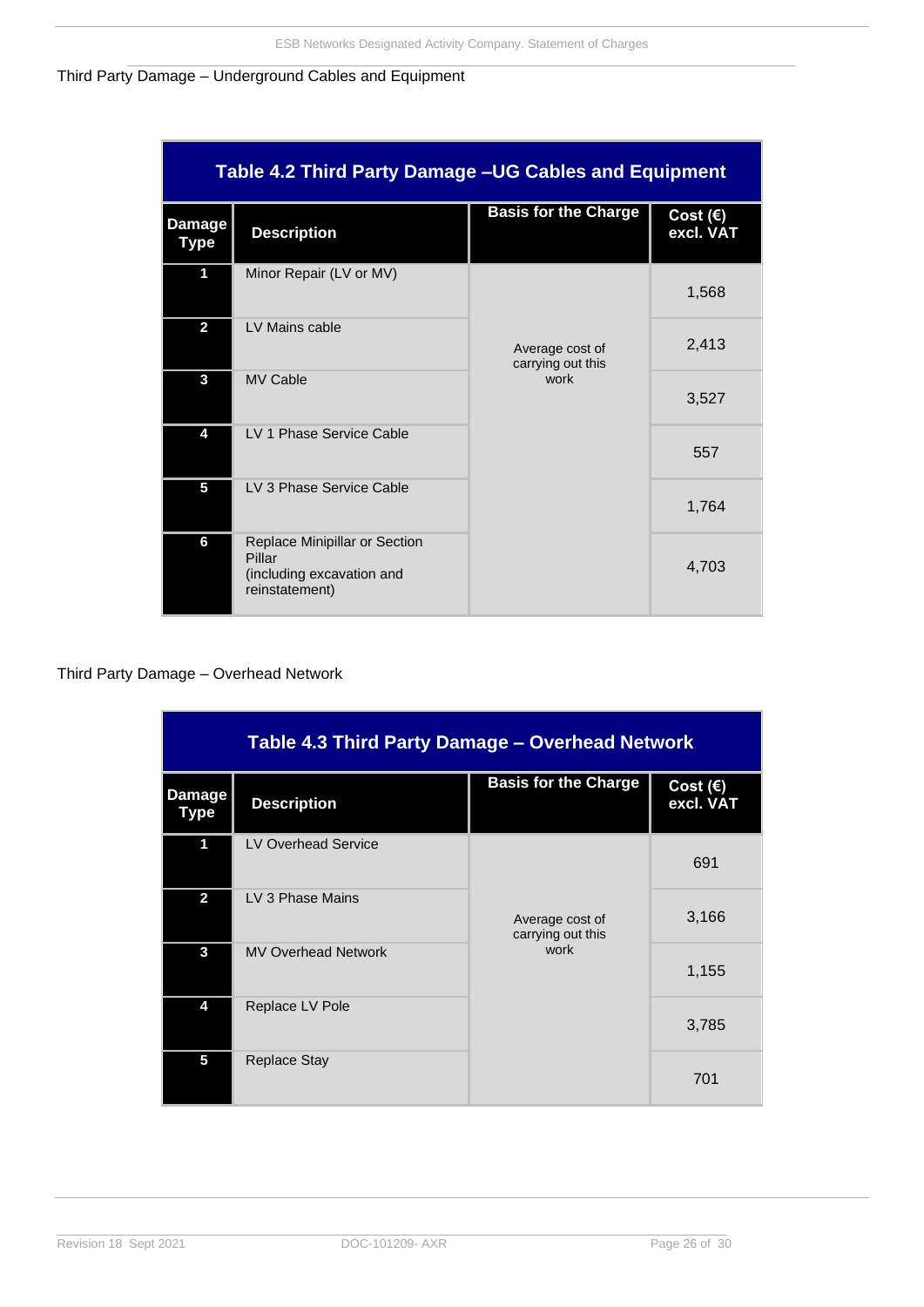Third Party Damage – Underground Cables and Equipment

| Table 4.2 Third Party Damage –UG Cables and Equipment | | | |
|---|---|---|---|
| **Damage Type** | **Description** | **Basis for the Charge** | **Cost (€) excl. VAT** |
| 1 | Minor Repair (LV or MV) | Average cost of carrying out this work | 1,568 |
| 2 | LV Mains cable | | 2,413 |
| 3 | MV Cable | | 3,527 |
| 4 | LV 1 Phase Service Cable | | 557 |
| 5 | LV 3 Phase Service Cable | | 1,764 |
| 6 | Replace Minipillar or Section Pillar (including excavation and reinstatement) | | 4,703 |

Third Party Damage – Overhead Network

| Table 4.3 Third Party Damage – Overhead Network | | | |
|---|---|---|---|
| **Damage Type** | **Description** | **Basis for the Charge** | **Cost (€) excl. VAT** |
| 1 | LV Overhead Service | Average cost of carrying out this work | 691 |
| 2 | LV 3 Phase Mains | | 3,166 |
| 3 | MV Overhead Network | | 1,155 |
| 4 | Replace LV Pole | | 3,785 |
| 5 | Replace Stay | | 701 |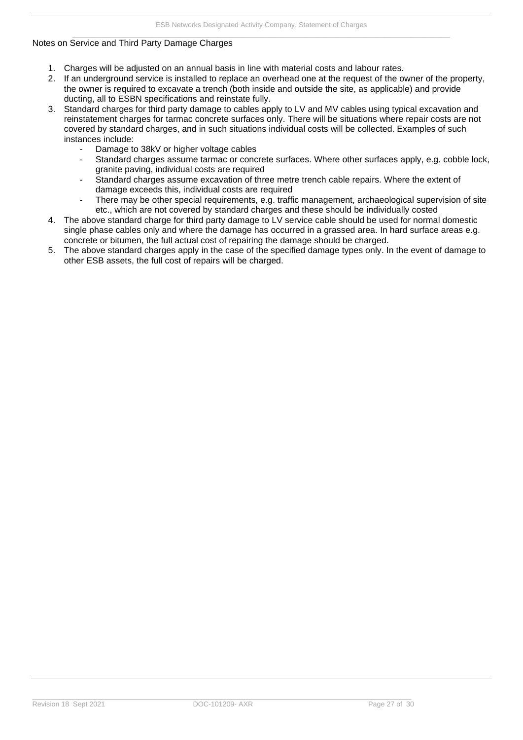Notes on Service and Third Party Damage Charges

1. Charges will be adjusted on an annual basis in line with material costs and labour rates.
2. If an underground service is installed to replace an overhead one at the request of the owner of the property, the owner is required to excavate a trench (both inside and outside the site, as applicable) and provide ducting, all to ESBN specifications and reinstate fully.
3. Standard charges for third party damage to cables apply to LV and MV cables using typical excavation and reinstatement charges for tarmac concrete surfaces only. There will be situations where repair costs are not covered by standard charges, and in such situations individual costs will be collected. Examples of such instances include:
    - Damage to 38kV or higher voltage cables
    - Standard charges assume tarmac or concrete surfaces. Where other surfaces apply, e.g. cobble lock, granite paving, individual costs are required
    - Standard charges assume excavation of three metre trench cable repairs. Where the extent of damage exceeds this, individual costs are required
    - There may be other special requirements, e.g. traffic management, archaeological supervision of site etc., which are not covered by standard charges and these should be individually costed
4. The above standard charge for third party damage to LV service cable should be used for normal domestic single phase cables only and where the damage has occurred in a grassed area. In hard surface areas e.g. concrete or bitumen, the full actual cost of repairing the damage should be charged.
5. The above standard charges apply in the case of the specified damage types only. In the event of damage to other ESB assets, the full cost of repairs will be charged.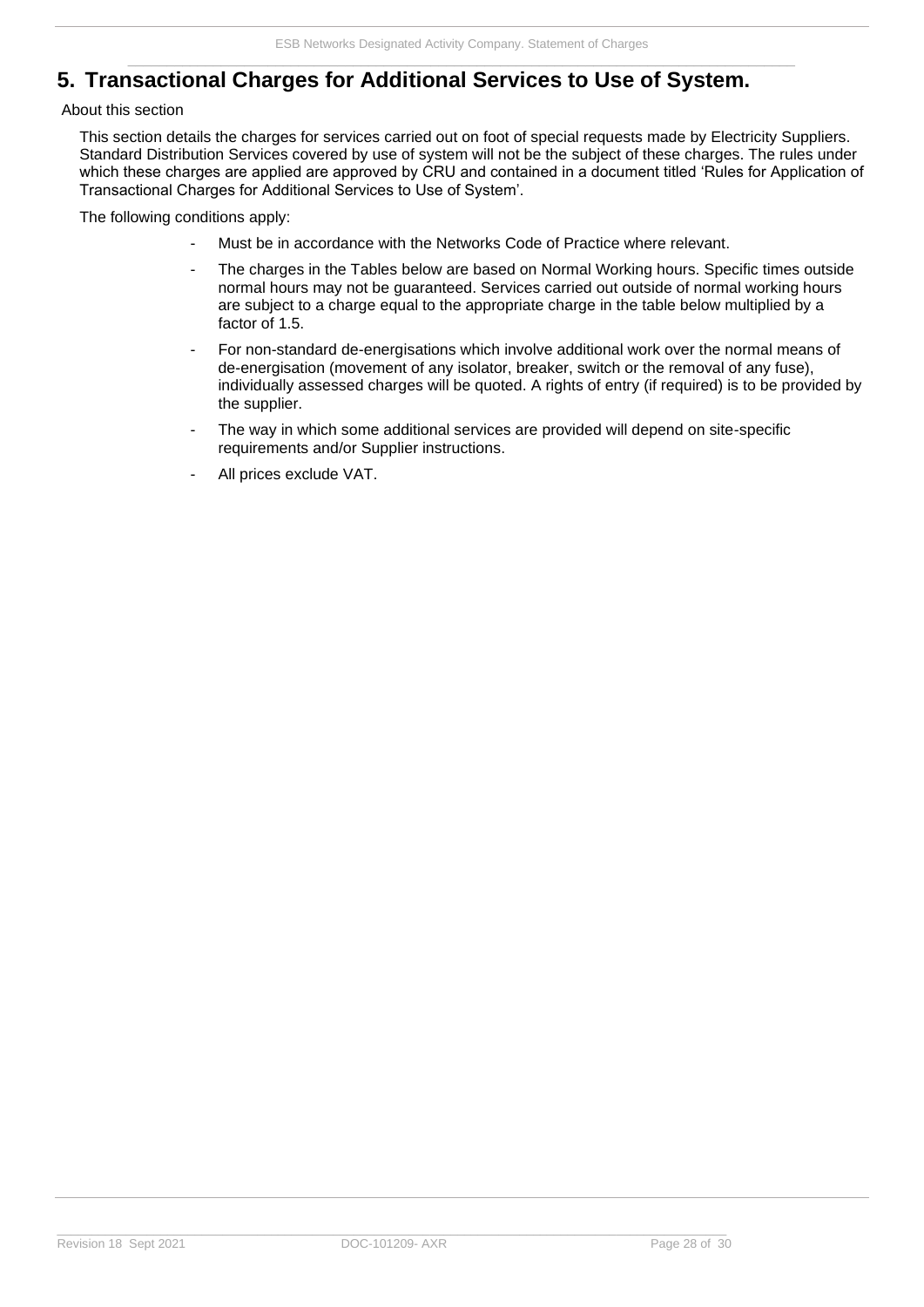## 5. Transactional Charges for Additional Services to Use of System.

About this section

This section details the charges for services carried out on foot of special requests made by Electricity Suppliers. Standard Distribution Services covered by use of system will not be the subject of these charges. The rules under which these charges are applied are approved by CRU and contained in a document titled 'Rules for Application of Transactional Charges for Additional Services to Use of System'.

The following conditions apply:

- Must be in accordance with the Networks Code of Practice where relevant.
- The charges in the Tables below are based on Normal Working hours. Specific times outside normal hours may not be guaranteed. Services carried out outside of normal working hours are subject to a charge equal to the appropriate charge in the table below multiplied by a factor of 1.5.
- For non-standard de-energisations which involve additional work over the normal means of de-energisation (movement of any isolator, breaker, switch or the removal of any fuse), individually assessed charges will be quoted. A rights of entry (if required) is to be provided by the supplier.
- The way in which some additional services are provided will depend on site-specific requirements and/or Supplier instructions.
- All prices exclude VAT.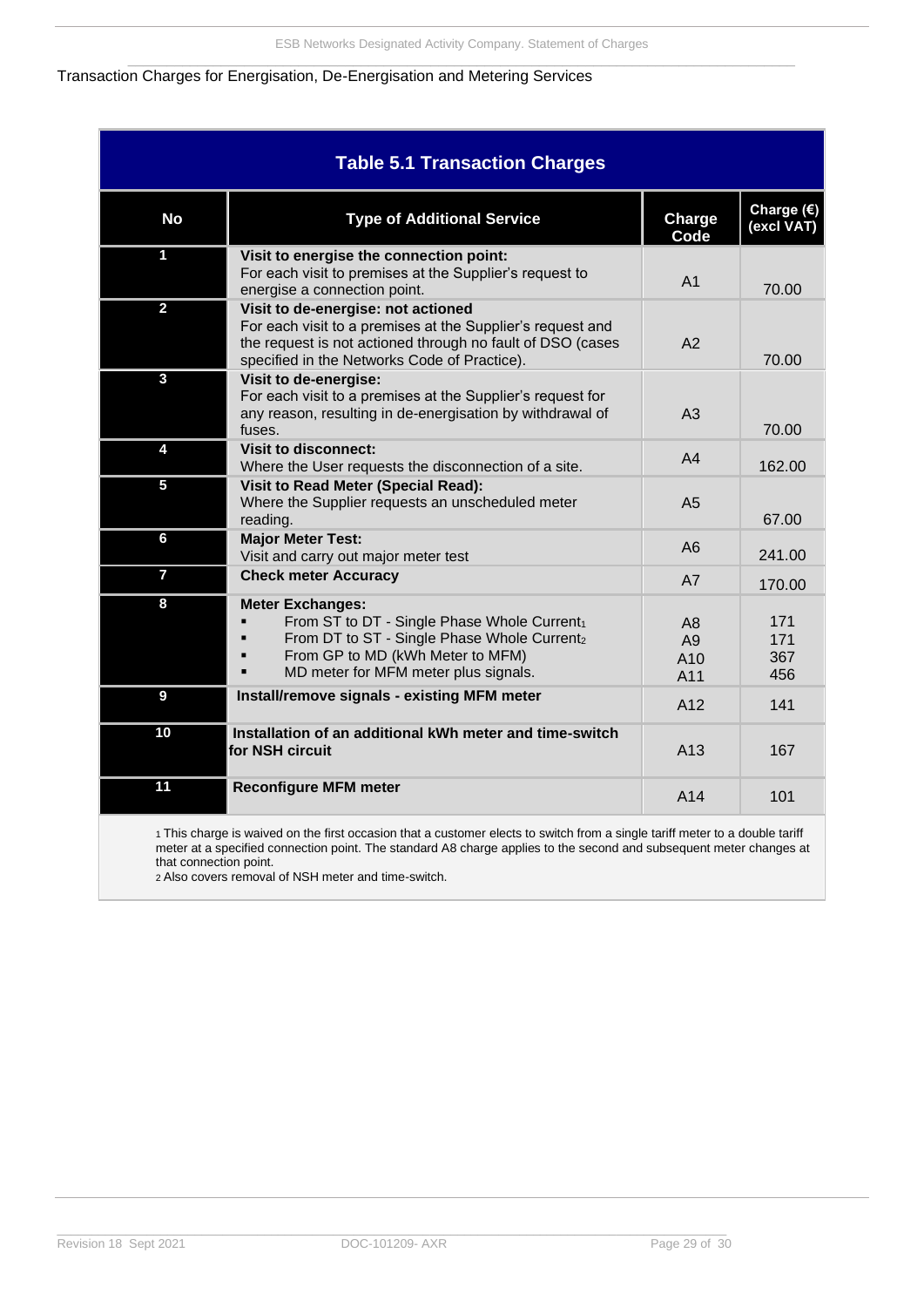Transaction Charges for Energisation, De-Energisation and Metering Services

| Table 5.1 Transaction Charges | | | |
|---|---|---|---|
| **No** | **Type of Additional Service** | **Charge Code** | **Charge (€) (excl VAT)** |
| 1 | **Visit to energise the connection point:** For each visit to premises at the Supplier's request to energise a connection point. | A1 | 70.00 |
| 2 | **Visit to de-energise: not actioned** For each visit to a premises at the Supplier's request and the request is not actioned through no fault of DSO (cases specified in the Networks Code of Practice). | A2 | 70.00 |
| 3 | **Visit to de-energise:** For each visit to a premises at the Supplier's request for any reason, resulting in de-energisation by withdrawal of fuses. | A3 | 70.00 |
| 4 | **Visit to disconnect:** Where the User requests the disconnection of a site. | A4 | 162.00 |
| 5 | **Visit to Read Meter (Special Read):** Where the Supplier requests an unscheduled meter reading. | A5 | 67.00 |
| 6 | **Major Meter Test:** Visit and carry out major meter test | A6 | 241.00 |
| 7 | **Check meter Accuracy** | A7 | 170.00 |
| 8 | **Meter Exchanges:**<br>▪ From ST to DT - Single Phase Whole Current[1]<br>▪ From DT to ST - Single Phase Whole Current[2]<br>▪ From GP to MD (kWh Meter to MFM)<br>▪ MD meter for MFM meter plus signals. | A8<br>A9<br>A10<br>A11 | 171<br>171<br>367<br>456 |
| 9 | **Install/remove signals - existing MFM meter** | A12 | 141 |
| 10 | **Installation of an additional kWh meter and time-switch for NSH circuit** | A13 | 167 |
| 11 | **Reconfigure MFM meter** | A14 | 101 |

[1] This charge is waived on the first occasion that a customer elects to switch from a single tariff meter to a double tariff meter at a specified connection point. The standard A8 charge applies to the second and subsequent meter changes at that connection point.
[2] Also covers removal of NSH meter and time-switch.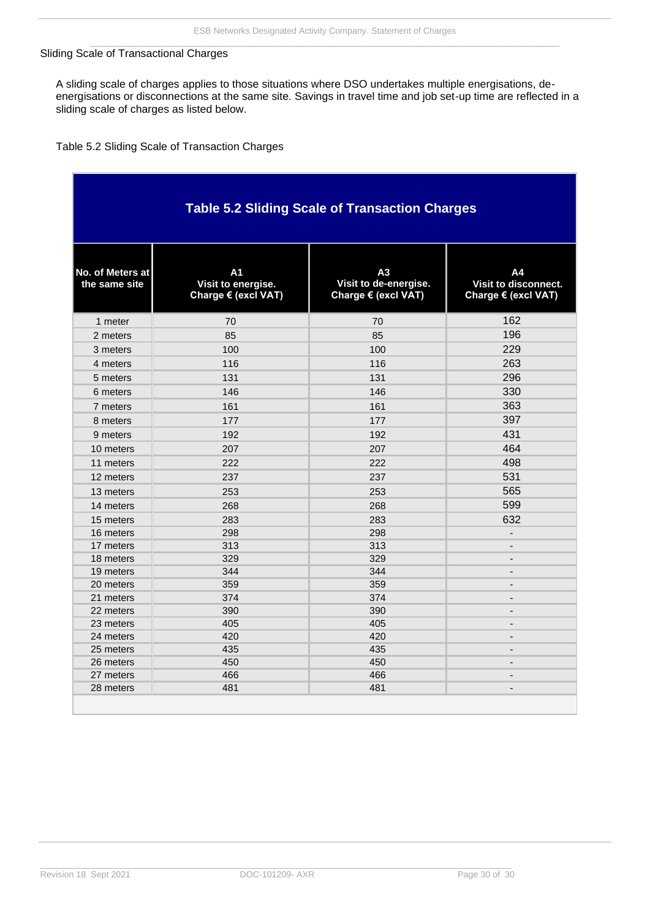Sliding Scale of Transactional Charges

A sliding scale of charges applies to those situations where DSO undertakes multiple energisations, de-energisations or disconnections at the same site. Savings in travel time and job set-up time are reflected in a sliding scale of charges as listed below.

Table 5.2 Sliding Scale of Transaction Charges

**Table 5.2 Sliding Scale of Transaction Charges**

| No. of Meters at the same site | A1 Visit to energise. Charge € (excl VAT) | A3 Visit to de-energise. Charge € (excl VAT) | A4 Visit to disconnect. Charge € (excl VAT) |
|---|---|---|---|
| 1 meter | 70 | 70 | 162 |
| 2 meters | 85 | 85 | 196 |
| 3 meters | 100 | 100 | 229 |
| 4 meters | 116 | 116 | 263 |
| 5 meters | 131 | 131 | 296 |
| 6 meters | 146 | 146 | 330 |
| 7 meters | 161 | 161 | 363 |
| 8 meters | 177 | 177 | 397 |
| 9 meters | 192 | 192 | 431 |
| 10 meters | 207 | 207 | 464 |
| 11 meters | 222 | 222 | 498 |
| 12 meters | 237 | 237 | 531 |
| 13 meters | 253 | 253 | 565 |
| 14 meters | 268 | 268 | 599 |
| 15 meters | 283 | 283 | 632 |
| 16 meters | 298 | 298 | - |
| 17 meters | 313 | 313 | - |
| 18 meters | 329 | 329 | - |
| 19 meters | 344 | 344 | - |
| 20 meters | 359 | 359 | - |
| 21 meters | 374 | 374 | - |
| 22 meters | 390 | 390 | - |
| 23 meters | 405 | 405 | - |
| 24 meters | 420 | 420 | - |
| 25 meters | 435 | 435 | - |
| 26 meters | 450 | 450 | - |
| 27 meters | 466 | 466 | - |
| 28 meters | 481 | 481 | - |